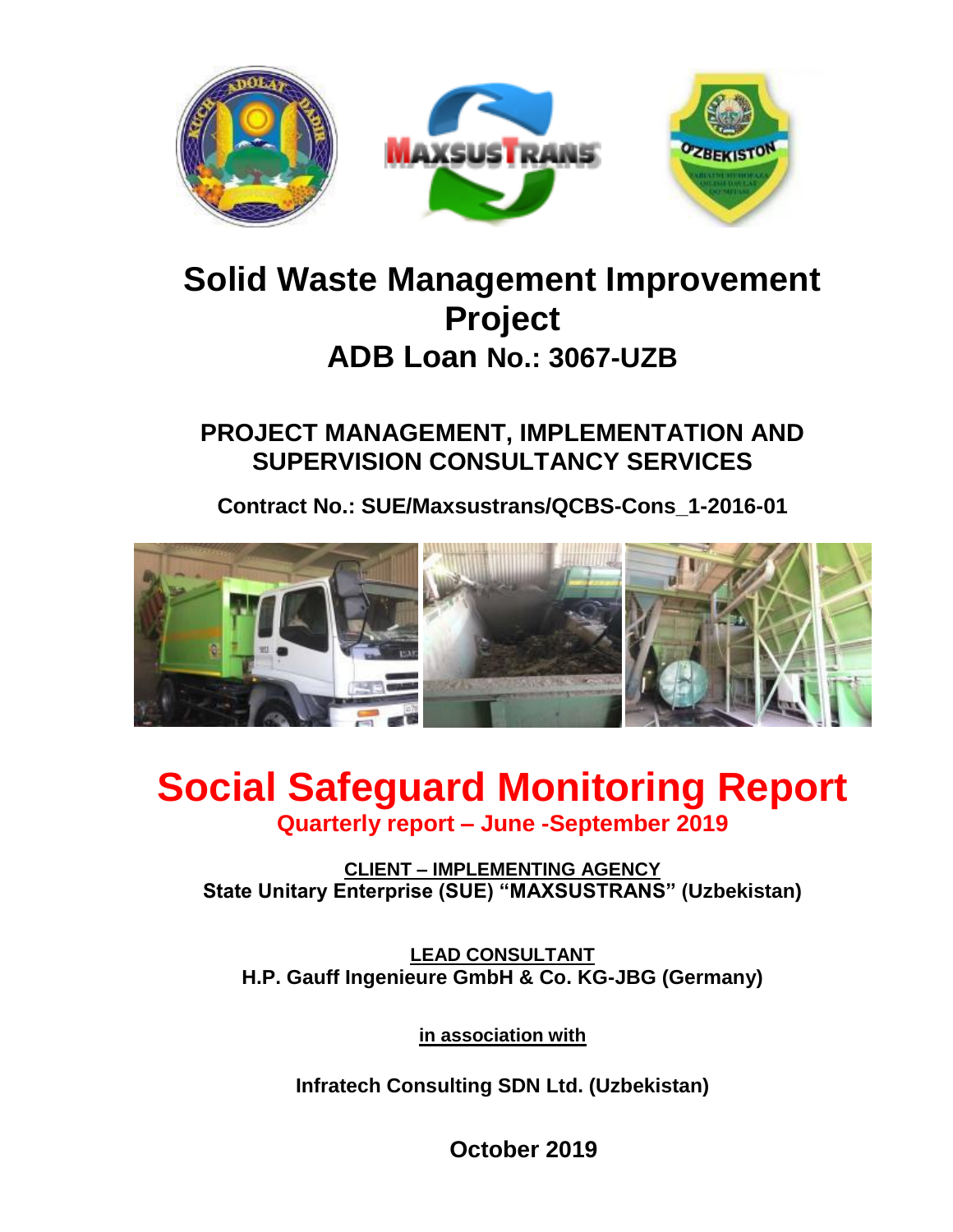# Solid Waste Management Improvement Project

## ADB Loan No.: 3067-UZB

## PROJECT MANAGEMENT, IMPLEMENTATION AND SUPERVISION CONSULTANCY SERVICES

**Contract No.: SUE/Maxsustrans/QCBS-Cons_1-2016-01**

# Social Safeguard Monitoring Report

**Quarterly report – June -September 2019**

**CLIENT – IMPLEMENTING AGENCY**

**State Unitary Enterprise (SUE) "MAXSUSTRANS" (Uzbekistan)**

**LEAD CONSULTANT**

**H.P. Gauff Ingenieure GmbH & Co. KG-JBG (Germany)**

**in association with**

**Infratech Consulting SDN Ltd. (Uzbekistan)**

**October 2019**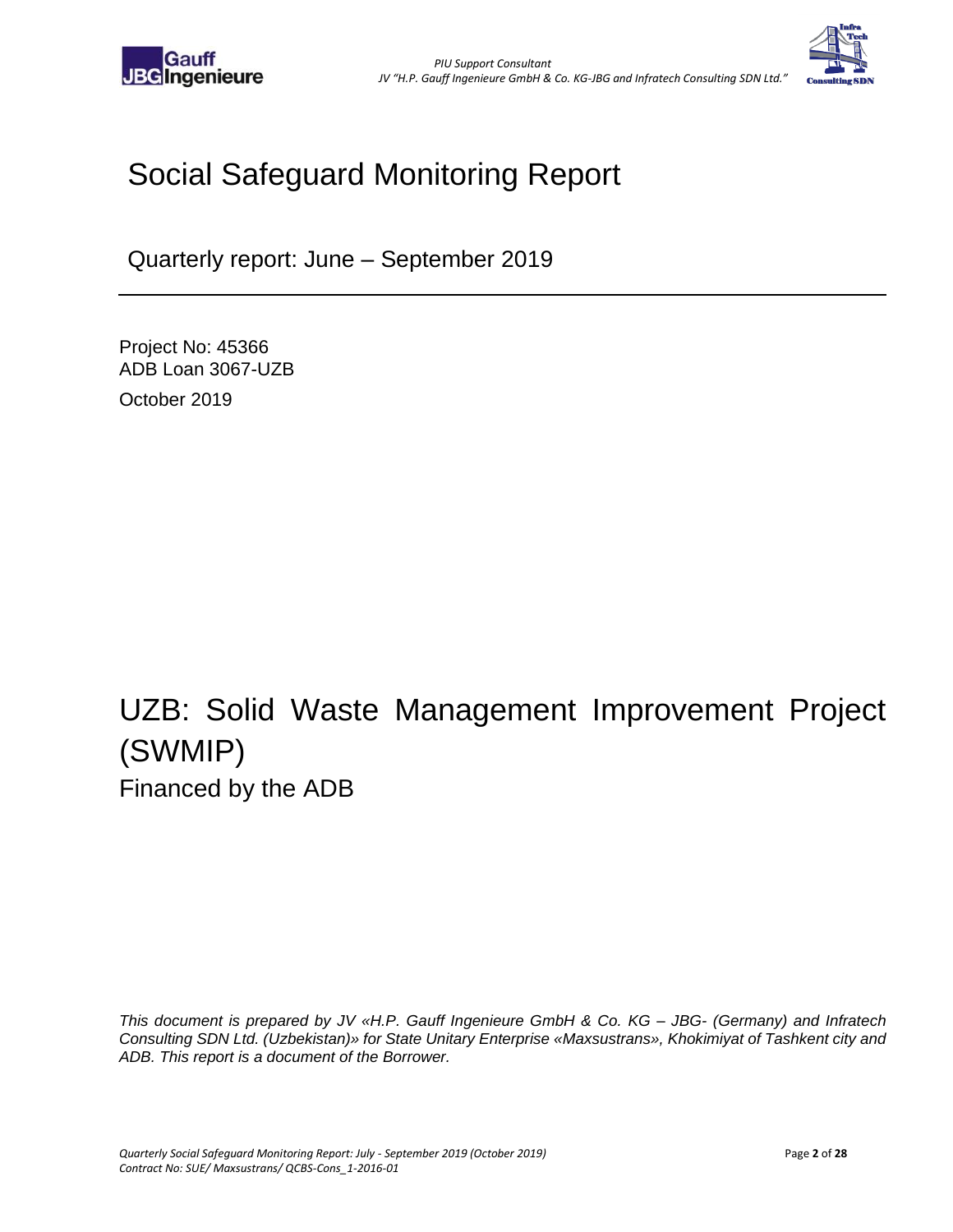# Social Safeguard Monitoring Report

Quarterly report: June – September 2019

Project No: 45366
ADB Loan 3067-UZB

October 2019

# UZB: Solid Waste Management Improvement Project (SWMIP)

Financed by the ADB

*This document is prepared by JV «H.P. Gauff Ingenieure GmbH & Co. KG – JBG- (Germany) and Infratech Consulting SDN Ltd. (Uzbekistan)» for State Unitary Enterprise «Maxsustrans», Khokimiyat of Tashkent city and ADB. This report is a document of the Borrower.*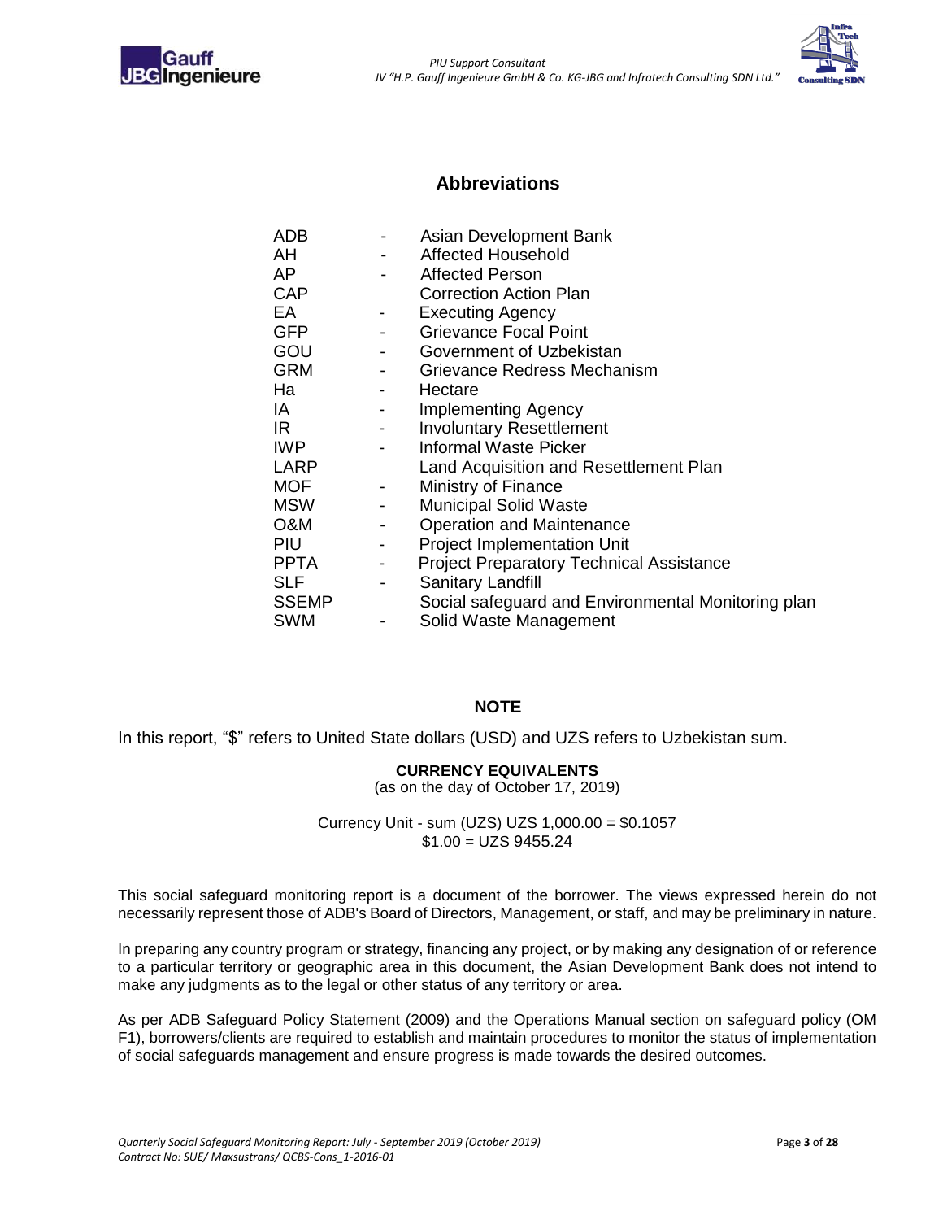## Abbreviations

| | | |
|---|---|---|
| ADB | - | Asian Development Bank |
| AH | - | Affected Household |
| AP | - | Affected Person |
| CAP | | Correction Action Plan |
| EA | - | Executing Agency |
| GFP | - | Grievance Focal Point |
| GOU | - | Government of Uzbekistan |
| GRM | - | Grievance Redress Mechanism |
| Ha | - | Hectare |
| IA | - | Implementing Agency |
| IR | - | Involuntary Resettlement |
| IWP | - | Informal Waste Picker |
| LARP | | Land Acquisition and Resettlement Plan |
| MOF | - | Ministry of Finance |
| MSW | - | Municipal Solid Waste |
| O&M | - | Operation and Maintenance |
| PIU | - | Project Implementation Unit |
| PPTA | - | Project Preparatory Technical Assistance |
| SLF | - | Sanitary Landfill |
| SSEMP | | Social safeguard and Environmental Monitoring plan |
| SWM | - | Solid Waste Management |

## NOTE

In this report, "$" refers to United State dollars (USD) and UZS refers to Uzbekistan sum.

**CURRENCY EQUIVALENTS**
(as on the day of October 17, 2019)

Currency Unit - sum (UZS) UZS 1,000.00 = $0.1057
$1.00 = UZS 9455.24

This social safeguard monitoring report is a document of the borrower. The views expressed herein do not necessarily represent those of ADB's Board of Directors, Management, or staff, and may be preliminary in nature.

In preparing any country program or strategy, financing any project, or by making any designation of or reference to a particular territory or geographic area in this document, the Asian Development Bank does not intend to make any judgments as to the legal or other status of any territory or area.

As per ADB Safeguard Policy Statement (2009) and the Operations Manual section on safeguard policy (OM F1), borrowers/clients are required to establish and maintain procedures to monitor the status of implementation of social safeguards management and ensure progress is made towards the desired outcomes.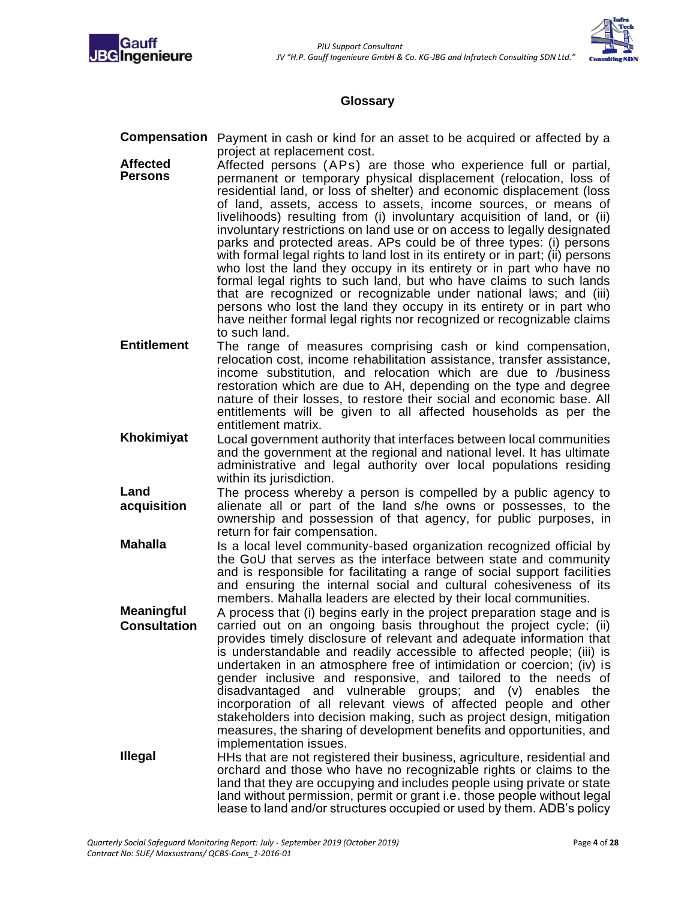## Glossary

**Compensation** Payment in cash or kind for an asset to be acquired or affected by a project at replacement cost.

**Affected Persons** Affected persons (APs) are those who experience full or partial, permanent or temporary physical displacement (relocation, loss of residential land, or loss of shelter) and economic displacement (loss of land, assets, access to assets, income sources, or means of livelihoods) resulting from (i) involuntary acquisition of land, or (ii) involuntary restrictions on land use or on access to legally designated parks and protected areas. APs could be of three types: (i) persons with formal legal rights to land lost in its entirety or in part; (ii) persons who lost the land they occupy in its entirety or in part who have no formal legal rights to such land, but who have claims to such lands that are recognized or recognizable under national laws; and (iii) persons who lost the land they occupy in its entirety or in part who have neither formal legal rights nor recognized or recognizable claims to such land.

**Entitlement** The range of measures comprising cash or kind compensation, relocation cost, income rehabilitation assistance, transfer assistance, income substitution, and relocation which are due to /business restoration which are due to AH, depending on the type and degree nature of their losses, to restore their social and economic base. All entitlements will be given to all affected households as per the entitlement matrix.

**Khokimiyat** Local government authority that interfaces between local communities and the government at the regional and national level. It has ultimate administrative and legal authority over local populations residing within its jurisdiction.

**Land acquisition** The process whereby a person is compelled by a public agency to alienate all or part of the land s/he owns or possesses, to the ownership and possession of that agency, for public purposes, in return for fair compensation.

**Mahalla** Is a local level community-based organization recognized official by the GoU that serves as the interface between state and community and is responsible for facilitating a range of social support facilities and ensuring the internal social and cultural cohesiveness of its members. Mahalla leaders are elected by their local communities.

**Meaningful Consultation** A process that (i) begins early in the project preparation stage and is carried out on an ongoing basis throughout the project cycle; (ii) provides timely disclosure of relevant and adequate information that is understandable and readily accessible to affected people; (iii) is undertaken in an atmosphere free of intimidation or coercion; (iv) is gender inclusive and responsive, and tailored to the needs of disadvantaged and vulnerable groups; and (v) enables the incorporation of all relevant views of affected people and other stakeholders into decision making, such as project design, mitigation measures, the sharing of development benefits and opportunities, and implementation issues.

**Illegal** HHs that are not registered their business, agriculture, residential and orchard and those who have no recognizable rights or claims to the land that they are occupying and includes people using private or state land without permission, permit or grant i.e. those people without legal lease to land and/or structures occupied or used by them. ADB's policy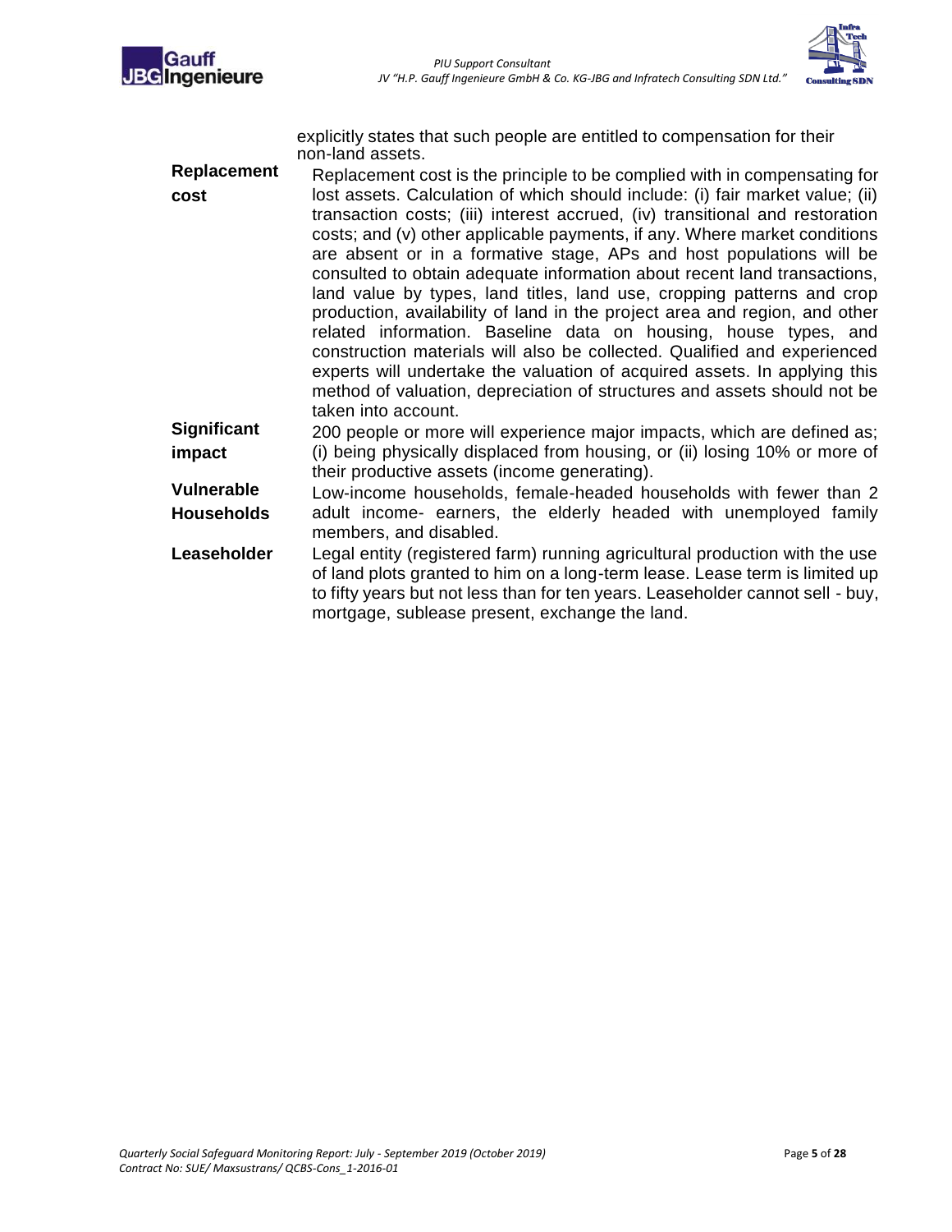explicitly states that such people are entitled to compensation for their non-land assets.

| | |
|---|---|
| **Replacement cost** | Replacement cost is the principle to be complied with in compensating for lost assets. Calculation of which should include: (i) fair market value; (ii) transaction costs; (iii) interest accrued, (iv) transitional and restoration costs; and (v) other applicable payments, if any. Where market conditions are absent or in a formative stage, APs and host populations will be consulted to obtain adequate information about recent land transactions, land value by types, land titles, land use, cropping patterns and crop production, availability of land in the project area and region, and other related information. Baseline data on housing, house types, and construction materials will also be collected. Qualified and experienced experts will undertake the valuation of acquired assets. In applying this method of valuation, depreciation of structures and assets should not be taken into account. |
| **Significant impact** | 200 people or more will experience major impacts, which are defined as; (i) being physically displaced from housing, or (ii) losing 10% or more of their productive assets (income generating). |
| **Vulnerable Households** | Low-income households, female-headed households with fewer than 2 adult income- earners, the elderly headed with unemployed family members, and disabled. |
| **Leaseholder** | Legal entity (registered farm) running agricultural production with the use of land plots granted to him on a long-term lease. Lease term is limited up to fifty years but not less than for ten years. Leaseholder cannot sell - buy, mortgage, sublease present, exchange the land. |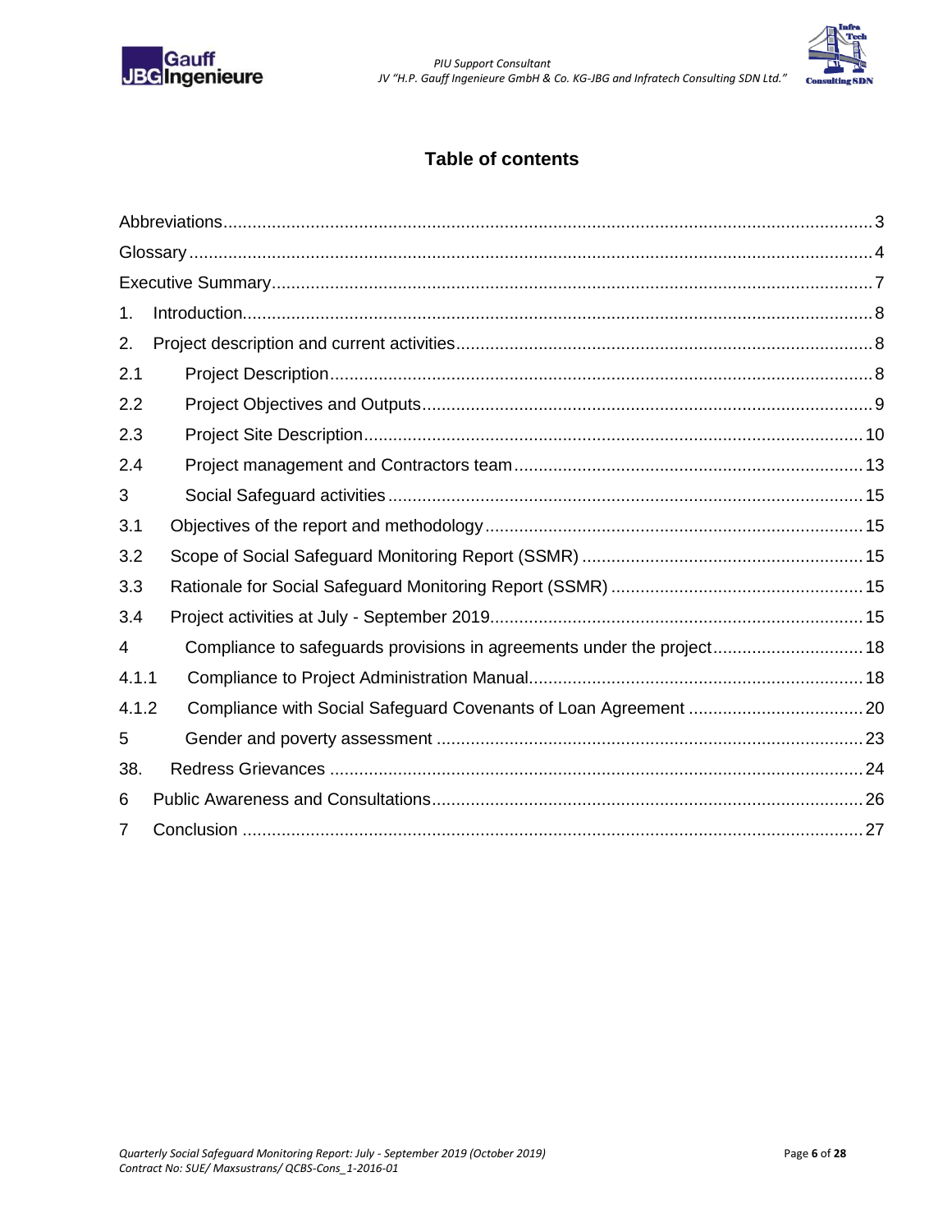# Table of contents

Abbreviations....................................................................................................................3
Glossary............................................................................................................................4
Executive Summary...........................................................................................................7
1. Introduction..................................................................................................................8
2. Project description and current activities.....................................................................8
2.1 Project Description.....................................................................................................8
2.2 Project Objectives and Outputs..................................................................................9
2.3 Project Site Description.............................................................................................10
2.4 Project management and Contractors team.............................................................13
3 Social Safeguard activities............................................................................................15
3.1 Objectives of the report and methodology.................................................................15
3.2 Scope of Social Safeguard Monitoring Report (SSMR).............................................15
3.3 Rationale for Social Safeguard Monitoring Report (SSMR).......................................15
3.4 Project activities at July - September 2019...............................................................15
4 Compliance to safeguards provisions in agreements under the project........................18
4.1.1 Compliance to Project Administration Manual.........................................................18
4.1.2 Compliance with Social Safeguard Covenants of Loan Agreement.........................20
5 Gender and poverty assessment...................................................................................23
38. Redress Grievances....................................................................................................24
6 Public Awareness and Consultations.............................................................................26
7 Conclusion.....................................................................................................................27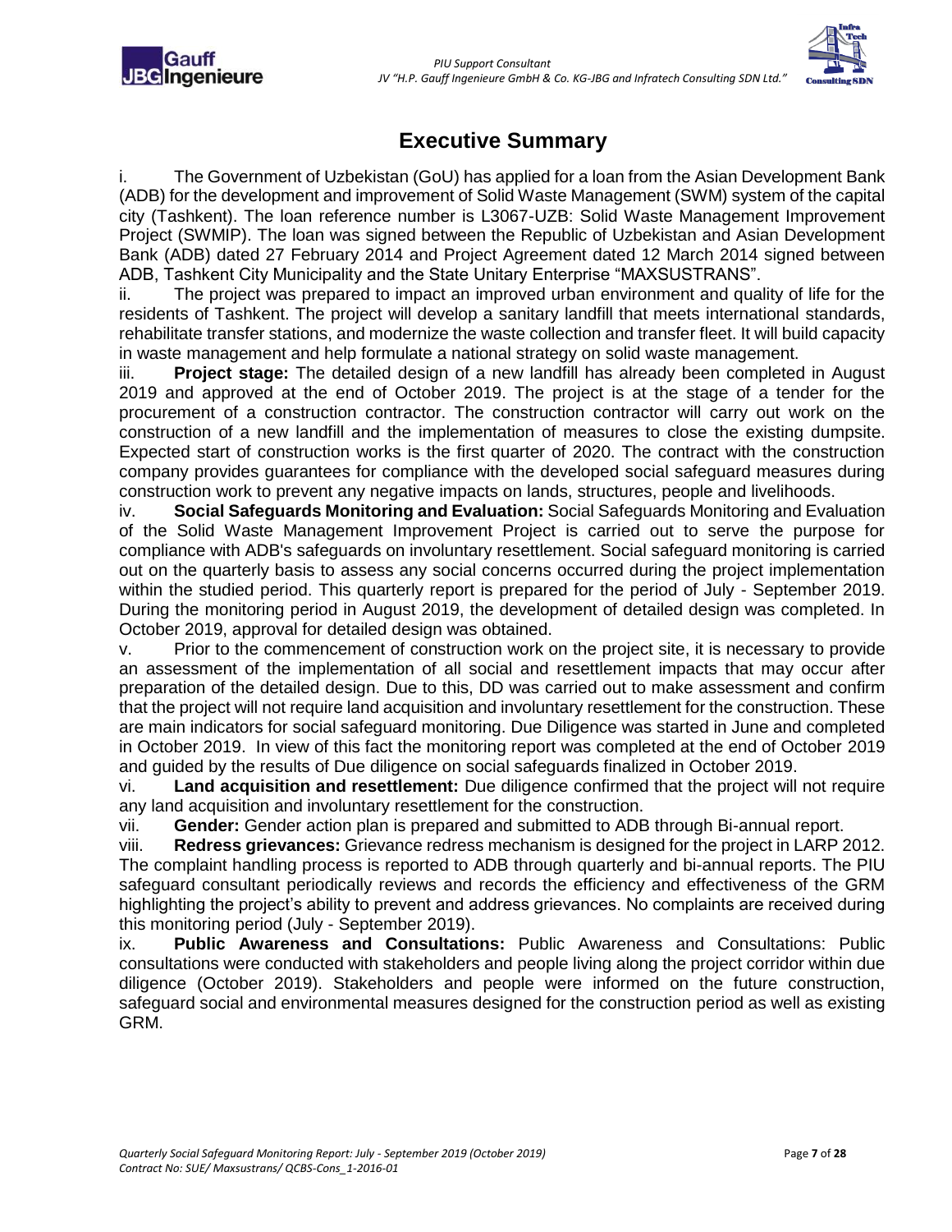# Executive Summary

i. The Government of Uzbekistan (GoU) has applied for a loan from the Asian Development Bank (ADB) for the development and improvement of Solid Waste Management (SWM) system of the capital city (Tashkent). The loan reference number is L3067-UZB: Solid Waste Management Improvement Project (SWMIP). The loan was signed between the Republic of Uzbekistan and Asian Development Bank (ADB) dated 27 February 2014 and Project Agreement dated 12 March 2014 signed between ADB, Tashkent City Municipality and the State Unitary Enterprise "MAXSUSTRANS".

ii. The project was prepared to impact an improved urban environment and quality of life for the residents of Tashkent. The project will develop a sanitary landfill that meets international standards, rehabilitate transfer stations, and modernize the waste collection and transfer fleet. It will build capacity in waste management and help formulate a national strategy on solid waste management.

iii. **Project stage:** The detailed design of a new landfill has already been completed in August 2019 and approved at the end of October 2019. The project is at the stage of a tender for the procurement of a construction contractor. The construction contractor will carry out work on the construction of a new landfill and the implementation of measures to close the existing dumpsite. Expected start of construction works is the first quarter of 2020. The contract with the construction company provides guarantees for compliance with the developed social safeguard measures during construction work to prevent any negative impacts on lands, structures, people and livelihoods.

iv. **Social Safeguards Monitoring and Evaluation:** Social Safeguards Monitoring and Evaluation of the Solid Waste Management Improvement Project is carried out to serve the purpose for compliance with ADB's safeguards on involuntary resettlement. Social safeguard monitoring is carried out on the quarterly basis to assess any social concerns occurred during the project implementation within the studied period. This quarterly report is prepared for the period of July - September 2019. During the monitoring period in August 2019, the development of detailed design was completed. In October 2019, approval for detailed design was obtained.

v. Prior to the commencement of construction work on the project site, it is necessary to provide an assessment of the implementation of all social and resettlement impacts that may occur after preparation of the detailed design. Due to this, DD was carried out to make assessment and confirm that the project will not require land acquisition and involuntary resettlement for the construction. These are main indicators for social safeguard monitoring. Due Diligence was started in June and completed in October 2019. In view of this fact the monitoring report was completed at the end of October 2019 and guided by the results of Due diligence on social safeguards finalized in October 2019.

vi. **Land acquisition and resettlement:** Due diligence confirmed that the project will not require any land acquisition and involuntary resettlement for the construction.

vii. **Gender:** Gender action plan is prepared and submitted to ADB through Bi-annual report.

viii. **Redress grievances:** Grievance redress mechanism is designed for the project in LARP 2012. The complaint handling process is reported to ADB through quarterly and bi-annual reports. The PIU safeguard consultant periodically reviews and records the efficiency and effectiveness of the GRM highlighting the project's ability to prevent and address grievances. No complaints are received during this monitoring period (July - September 2019).

ix. **Public Awareness and Consultations:** Public Awareness and Consultations: Public consultations were conducted with stakeholders and people living along the project corridor within due diligence (October 2019). Stakeholders and people were informed on the future construction, safeguard social and environmental measures designed for the construction period as well as existing GRM.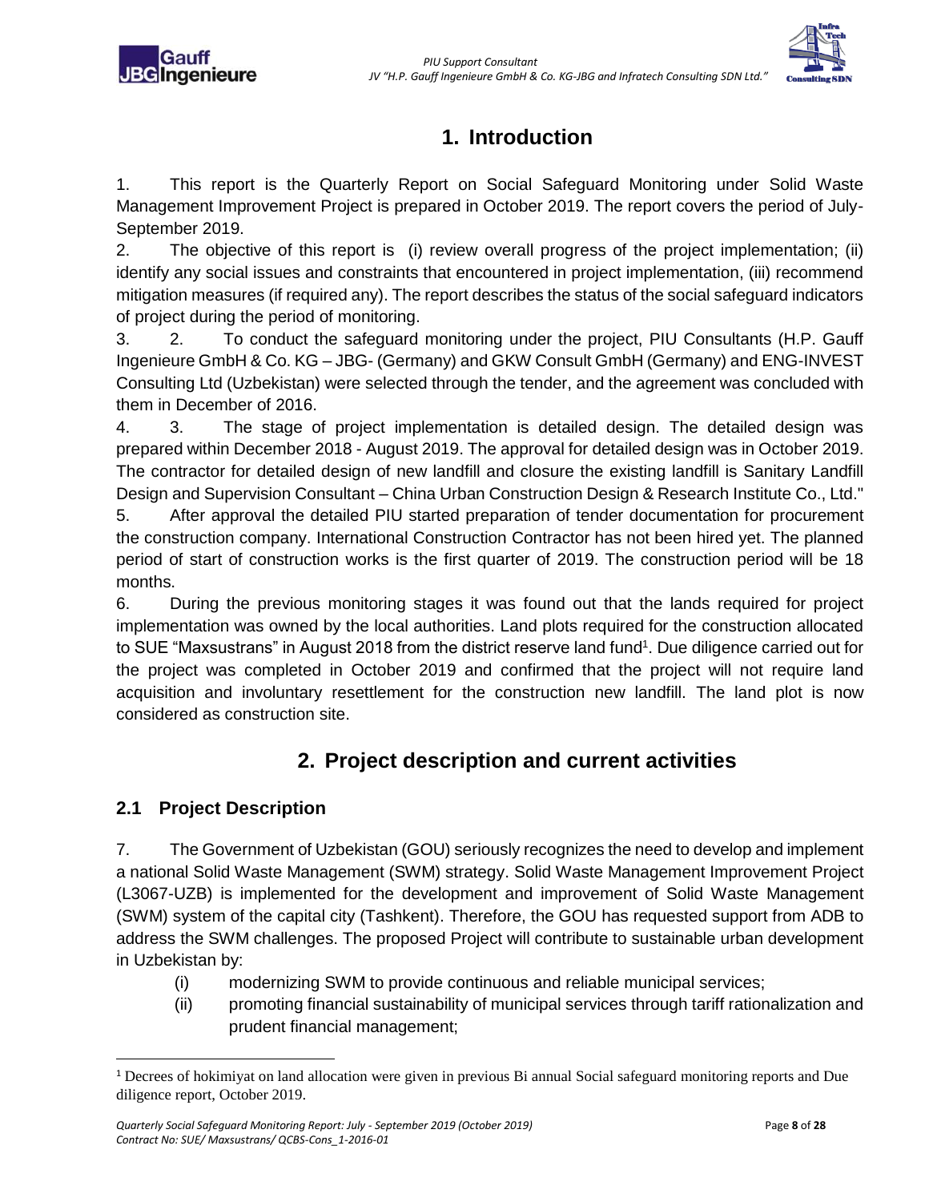# 1. Introduction

1. This report is the Quarterly Report on Social Safeguard Monitoring under Solid Waste Management Improvement Project is prepared in October 2019. The report covers the period of July-September 2019.

2. The objective of this report is (i) review overall progress of the project implementation; (ii) identify any social issues and constraints that encountered in project implementation, (iii) recommend mitigation measures (if required any). The report describes the status of the social safeguard indicators of project during the period of monitoring.

3. 2. To conduct the safeguard monitoring under the project, PIU Consultants (H.P. Gauff Ingenieure GmbH & Co. KG – JBG- (Germany) and GKW Consult GmbH (Germany) and ENG-INVEST Consulting Ltd (Uzbekistan) were selected through the tender, and the agreement was concluded with them in December of 2016.

4. 3. The stage of project implementation is detailed design. The detailed design was prepared within December 2018 - August 2019. The approval for detailed design was in October 2019. The contractor for detailed design of new landfill and closure the existing landfill is Sanitary Landfill Design and Supervision Consultant – China Urban Construction Design & Research Institute Co., Ltd."

5. After approval the detailed PIU started preparation of tender documentation for procurement the construction company. International Construction Contractor has not been hired yet. The planned period of start of construction works is the first quarter of 2019. The construction period will be 18 months.

6. During the previous monitoring stages it was found out that the lands required for project implementation was owned by the local authorities. Land plots required for the construction allocated to SUE "Maxsustrans" in August 2018 from the district reserve land fund[1]. Due diligence carried out for the project was completed in October 2019 and confirmed that the project will not require land acquisition and involuntary resettlement for the construction new landfill. The land plot is now considered as construction site.

# 2. Project description and current activities

## 2.1 Project Description

7. The Government of Uzbekistan (GOU) seriously recognizes the need to develop and implement a national Solid Waste Management (SWM) strategy. Solid Waste Management Improvement Project (L3067-UZB) is implemented for the development and improvement of Solid Waste Management (SWM) system of the capital city (Tashkent). Therefore, the GOU has requested support from ADB to address the SWM challenges. The proposed Project will contribute to sustainable urban development in Uzbekistan by:

   (i) modernizing SWM to provide continuous and reliable municipal services;
   (ii) promoting financial sustainability of municipal services through tariff rationalization and prudent financial management;

[1] Decrees of hokimiyat on land allocation were given in previous Bi annual Social safeguard monitoring reports and Due diligence report, October 2019.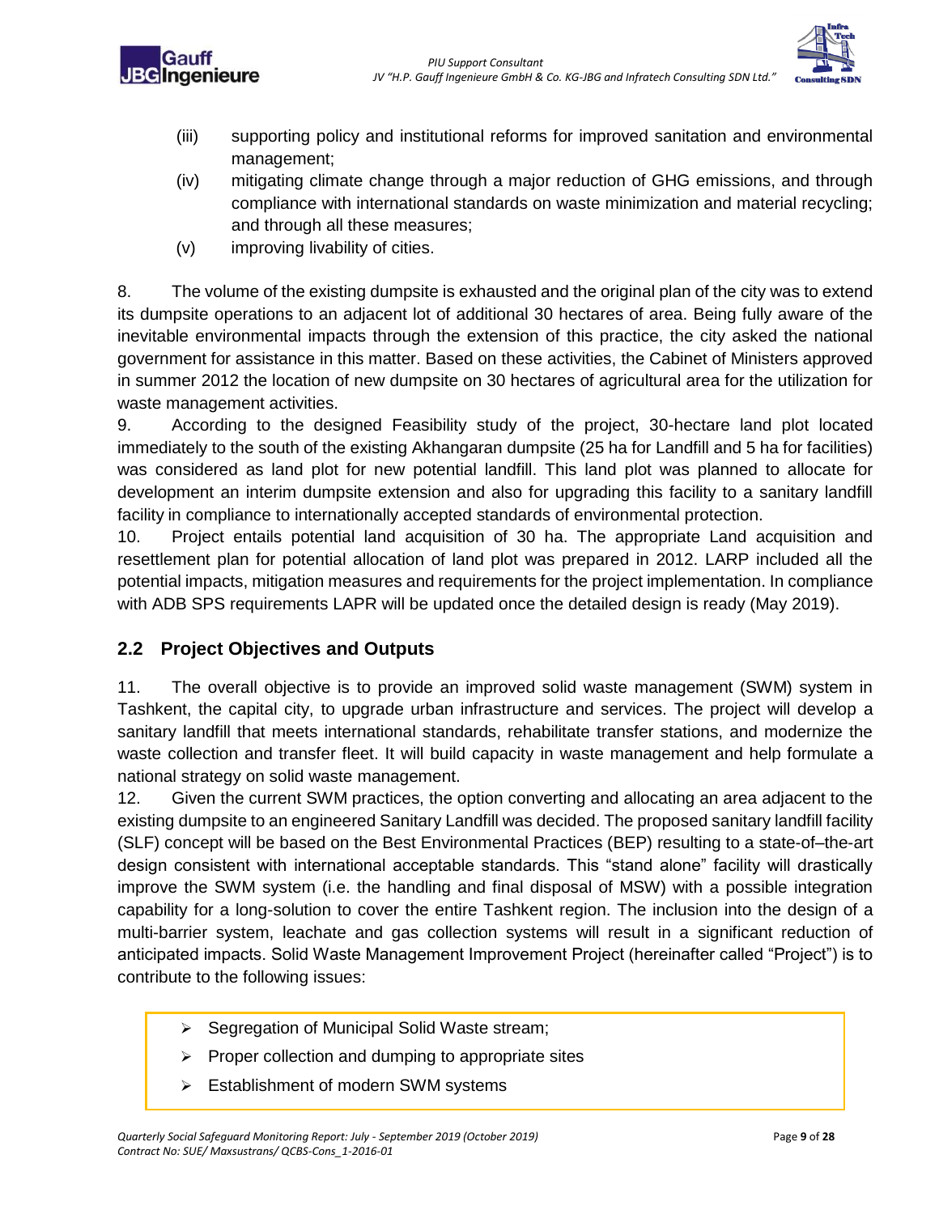(iii) supporting policy and institutional reforms for improved sanitation and environmental management;

(iv) mitigating climate change through a major reduction of GHG emissions, and through compliance with international standards on waste minimization and material recycling; and through all these measures;

(v) improving livability of cities.

8. The volume of the existing dumpsite is exhausted and the original plan of the city was to extend its dumpsite operations to an adjacent lot of additional 30 hectares of area. Being fully aware of the inevitable environmental impacts through the extension of this practice, the city asked the national government for assistance in this matter. Based on these activities, the Cabinet of Ministers approved in summer 2012 the location of new dumpsite on 30 hectares of agricultural area for the utilization for waste management activities.

9. According to the designed Feasibility study of the project, 30-hectare land plot located immediately to the south of the existing Akhangaran dumpsite (25 ha for Landfill and 5 ha for facilities) was considered as land plot for new potential landfill. This land plot was planned to allocate for development an interim dumpsite extension and also for upgrading this facility to a sanitary landfill facility in compliance to internationally accepted standards of environmental protection.

10. Project entails potential land acquisition of 30 ha. The appropriate Land acquisition and resettlement plan for potential allocation of land plot was prepared in 2012. LARP included all the potential impacts, mitigation measures and requirements for the project implementation. In compliance with ADB SPS requirements LAPR will be updated once the detailed design is ready (May 2019).

## 2.2 Project Objectives and Outputs

11. The overall objective is to provide an improved solid waste management (SWM) system in Tashkent, the capital city, to upgrade urban infrastructure and services. The project will develop a sanitary landfill that meets international standards, rehabilitate transfer stations, and modernize the waste collection and transfer fleet. It will build capacity in waste management and help formulate a national strategy on solid waste management.

12. Given the current SWM practices, the option converting and allocating an area adjacent to the existing dumpsite to an engineered Sanitary Landfill was decided. The proposed sanitary landfill facility (SLF) concept will be based on the Best Environmental Practices (BEP) resulting to a state-of–the-art design consistent with international acceptable standards. This “stand alone” facility will drastically improve the SWM system (i.e. the handling and final disposal of MSW) with a possible integration capability for a long-solution to cover the entire Tashkent region. The inclusion into the design of a multi-barrier system, leachate and gas collection systems will result in a significant reduction of anticipated impacts. Solid Waste Management Improvement Project (hereinafter called “Project”) is to contribute to the following issues:

- Segregation of Municipal Solid Waste stream;
- Proper collection and dumping to appropriate sites
- Establishment of modern SWM systems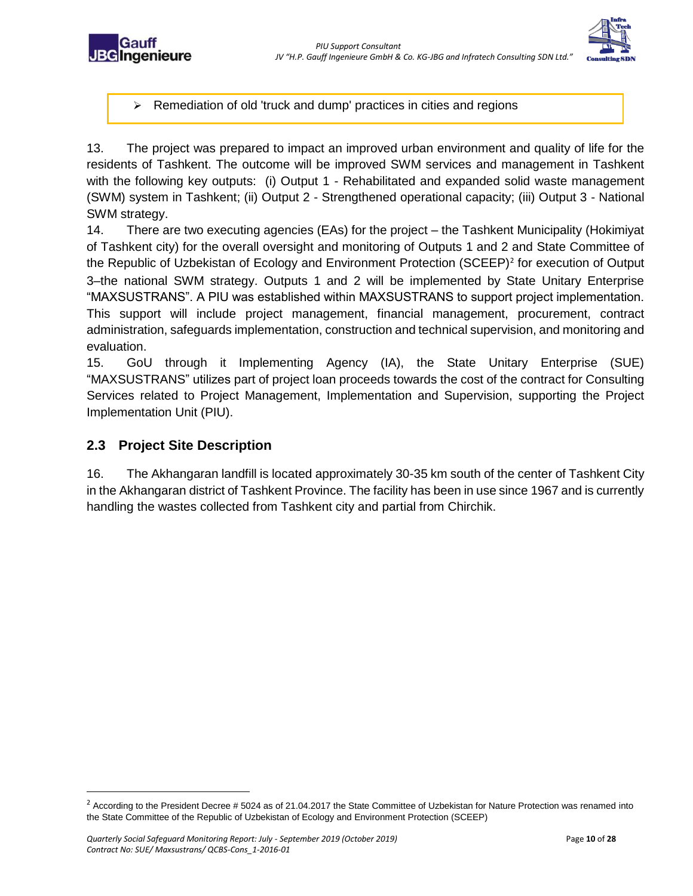- Remediation of old 'truck and dump' practices in cities and regions

13. The project was prepared to impact an improved urban environment and quality of life for the residents of Tashkent. The outcome will be improved SWM services and management in Tashkent with the following key outputs: (i) Output 1 - Rehabilitated and expanded solid waste management (SWM) system in Tashkent; (ii) Output 2 - Strengthened operational capacity; (iii) Output 3 - National SWM strategy.

14. There are two executing agencies (EAs) for the project – the Tashkent Municipality (Hokimiyat of Tashkent city) for the overall oversight and monitoring of Outputs 1 and 2 and State Committee of the Republic of Uzbekistan of Ecology and Environment Protection (SCEEP)[2] for execution of Output 3–the national SWM strategy. Outputs 1 and 2 will be implemented by State Unitary Enterprise "MAXSUSTRANS". A PIU was established within MAXSUSTRANS to support project implementation. This support will include project management, financial management, procurement, contract administration, safeguards implementation, construction and technical supervision, and monitoring and evaluation.

15. GoU through it Implementing Agency (IA), the State Unitary Enterprise (SUE) "MAXSUSTRANS" utilizes part of project loan proceeds towards the cost of the contract for Consulting Services related to Project Management, Implementation and Supervision, supporting the Project Implementation Unit (PIU).

## 2.3 Project Site Description

16. The Akhangaran landfill is located approximately 30-35 km south of the center of Tashkent City in the Akhangaran district of Tashkent Province. The facility has been in use since 1967 and is currently handling the wastes collected from Tashkent city and partial from Chirchik.

---

[2] According to the President Decree # 5024 as of 21.04.2017 the State Committee of Uzbekistan for Nature Protection was renamed into the State Committee of the Republic of Uzbekistan of Ecology and Environment Protection (SCEEP)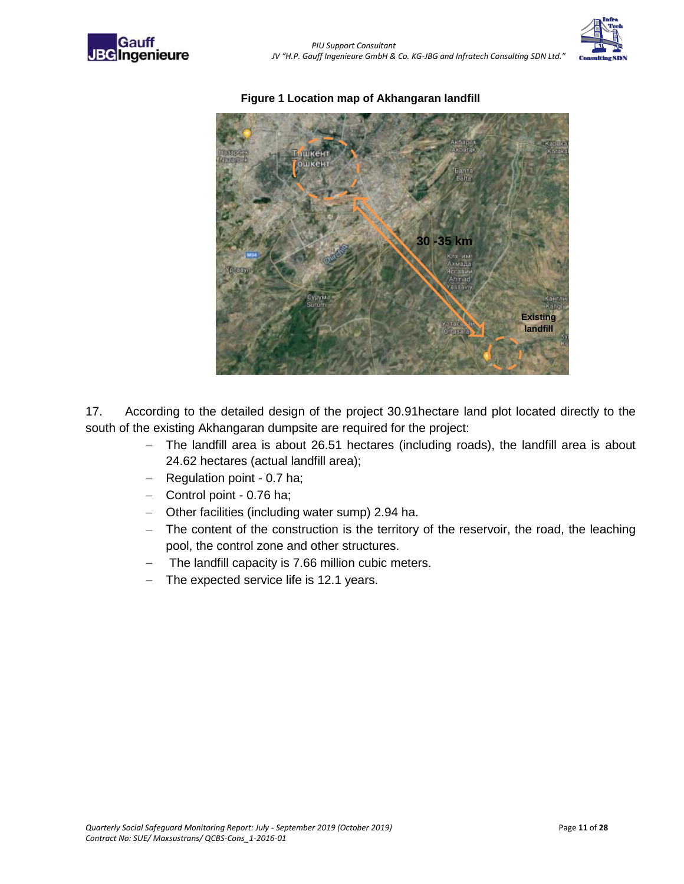**Figure 1 Location map of Akhangaran landfill**

17. According to the detailed design of the project 30.91hectare land plot located directly to the south of the existing Akhangaran dumpsite are required for the project:

- The landfill area is about 26.51 hectares (including roads), the landfill area is about 24.62 hectares (actual landfill area);
- Regulation point - 0.7 ha;
- Control point - 0.76 ha;
- Other facilities (including water sump) 2.94 ha.
- The content of the construction is the territory of the reservoir, the road, the leaching pool, the control zone and other structures.
- The landfill capacity is 7.66 million cubic meters.
- The expected service life is 12.1 years.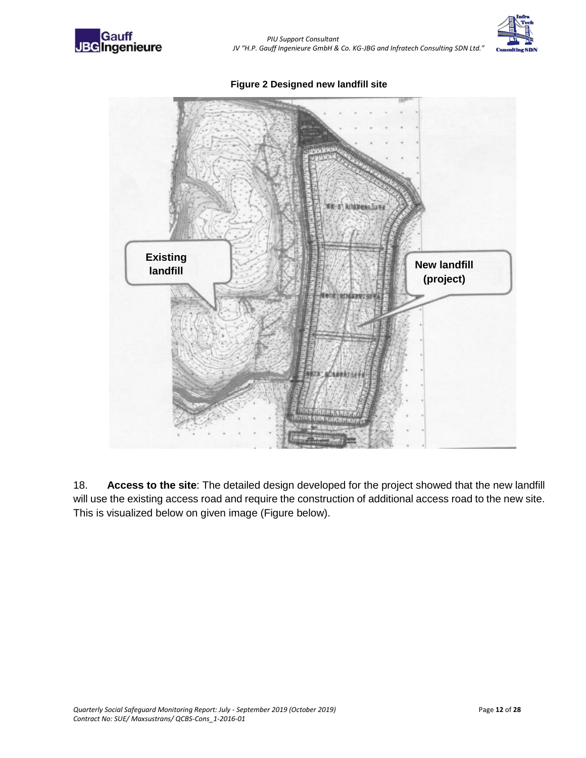**Figure 2 Designed new landfill site**

18. **Access to the site**: The detailed design developed for the project showed that the new landfill will use the existing access road and require the construction of additional access road to the new site. This is visualized below on given image (Figure below).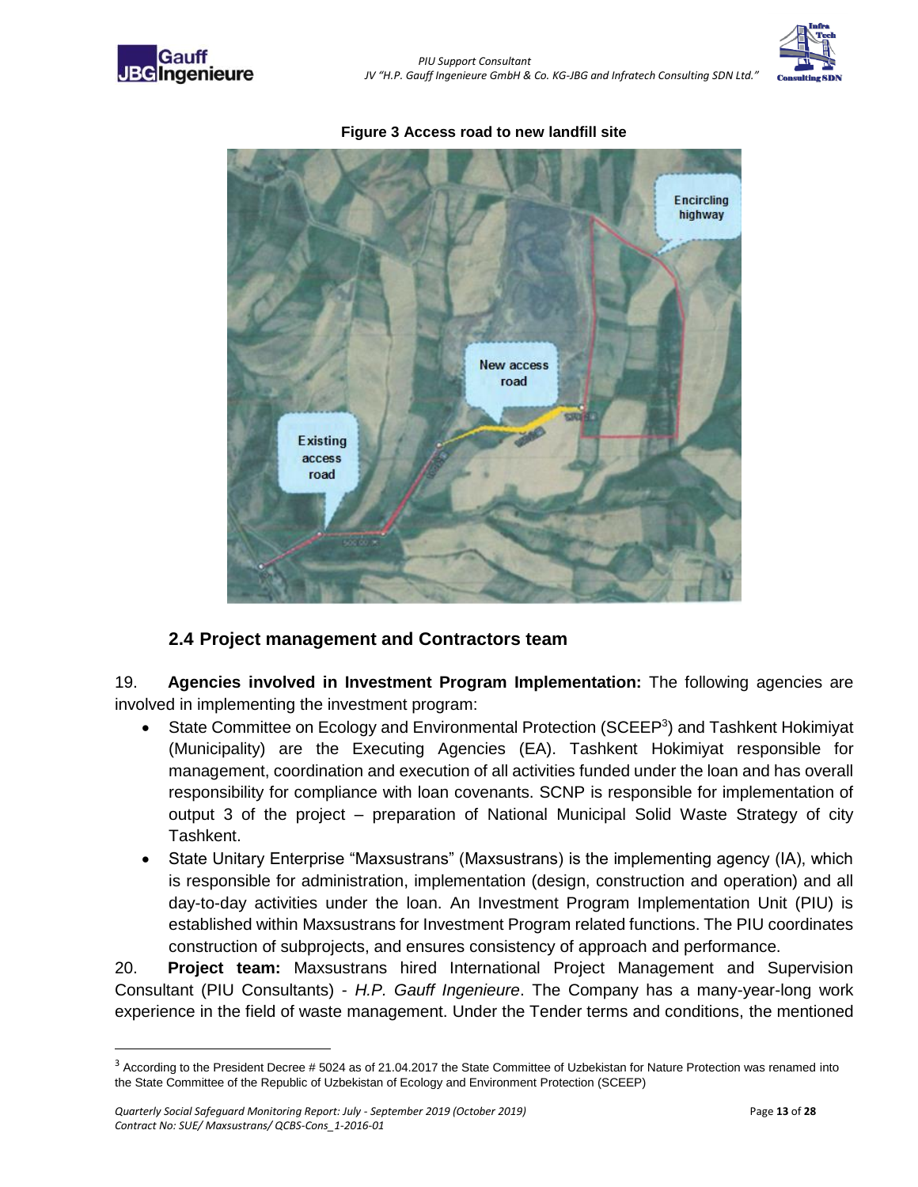**Figure 3 Access road to new landfill site**

## 2.4 Project management and Contractors team

19. **Agencies involved in Investment Program Implementation:** The following agencies are involved in implementing the investment program:

- State Committee on Ecology and Environmental Protection (SCEEP[3]) and Tashkent Hokimiyat (Municipality) are the Executing Agencies (EA). Tashkent Hokimiyat responsible for management, coordination and execution of all activities funded under the loan and has overall responsibility for compliance with loan covenants. SCNP is responsible for implementation of output 3 of the project – preparation of National Municipal Solid Waste Strategy of city Tashkent.
- State Unitary Enterprise "Maxsustrans" (Maxsustrans) is the implementing agency (IA), which is responsible for administration, implementation (design, construction and operation) and all day-to-day activities under the loan. An Investment Program Implementation Unit (PIU) is established within Maxsustrans for Investment Program related functions. The PIU coordinates construction of subprojects, and ensures consistency of approach and performance.

20. **Project team:** Maxsustrans hired International Project Management and Supervision Consultant (PIU Consultants) - *H.P. Gauff Ingenieure*. The Company has a many-year-long work experience in the field of waste management. Under the Tender terms and conditions, the mentioned

[3] According to the President Decree # 5024 as of 21.04.2017 the State Committee of Uzbekistan for Nature Protection was renamed into the State Committee of the Republic of Uzbekistan of Ecology and Environment Protection (SCEEP)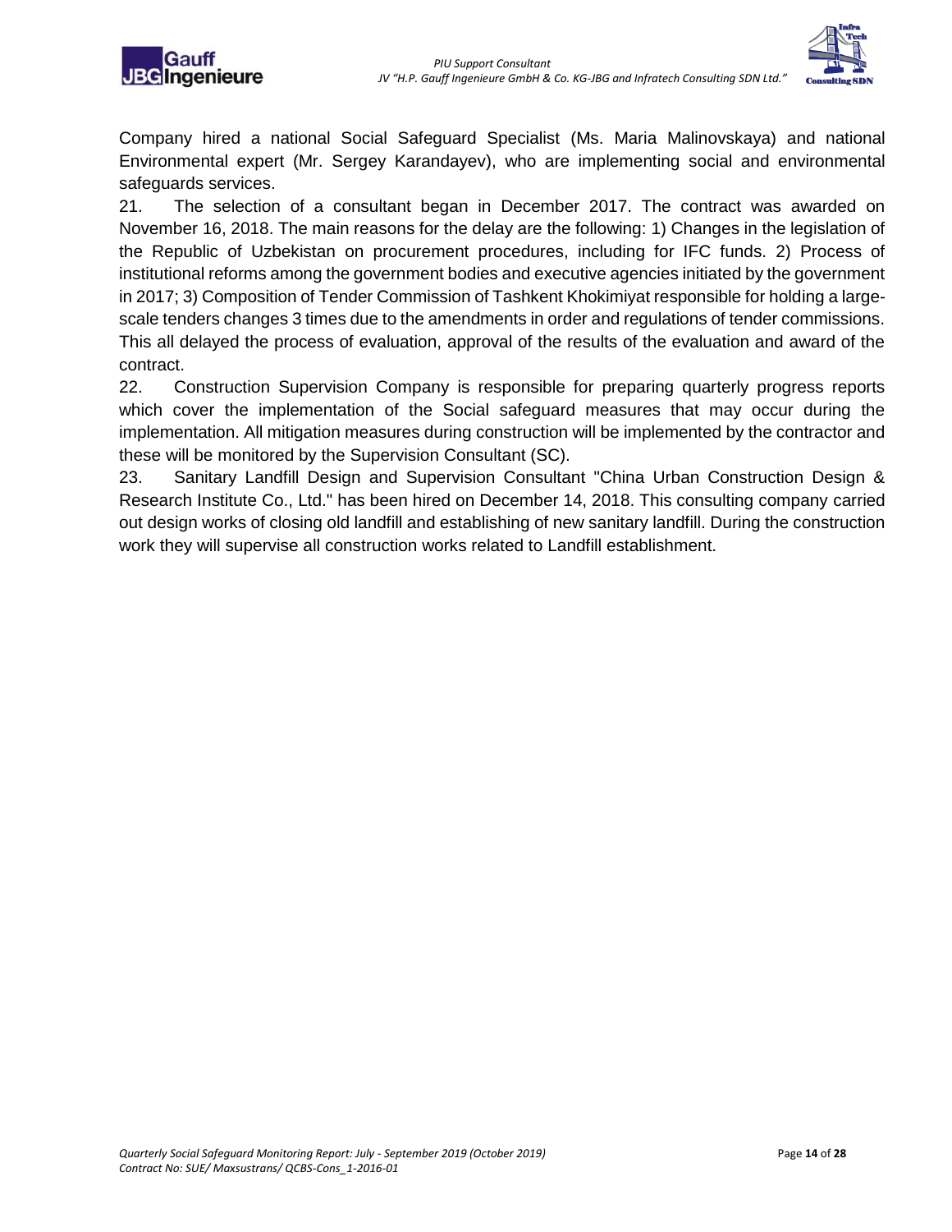Company hired a national Social Safeguard Specialist (Ms. Maria Malinovskaya) and national Environmental expert (Mr. Sergey Karandayev), who are implementing social and environmental safeguards services.

21. The selection of a consultant began in December 2017. The contract was awarded on November 16, 2018. The main reasons for the delay are the following: 1) Changes in the legislation of the Republic of Uzbekistan on procurement procedures, including for IFC funds. 2) Process of institutional reforms among the government bodies and executive agencies initiated by the government in 2017; 3) Composition of Tender Commission of Tashkent Khokimiyat responsible for holding a large-scale tenders changes 3 times due to the amendments in order and regulations of tender commissions. This all delayed the process of evaluation, approval of the results of the evaluation and award of the contract.

22. Construction Supervision Company is responsible for preparing quarterly progress reports which cover the implementation of the Social safeguard measures that may occur during the implementation. All mitigation measures during construction will be implemented by the contractor and these will be monitored by the Supervision Consultant (SC).

23. Sanitary Landfill Design and Supervision Consultant "China Urban Construction Design & Research Institute Co., Ltd." has been hired on December 14, 2018. This consulting company carried out design works of closing old landfill and establishing of new sanitary landfill. During the construction work they will supervise all construction works related to Landfill establishment.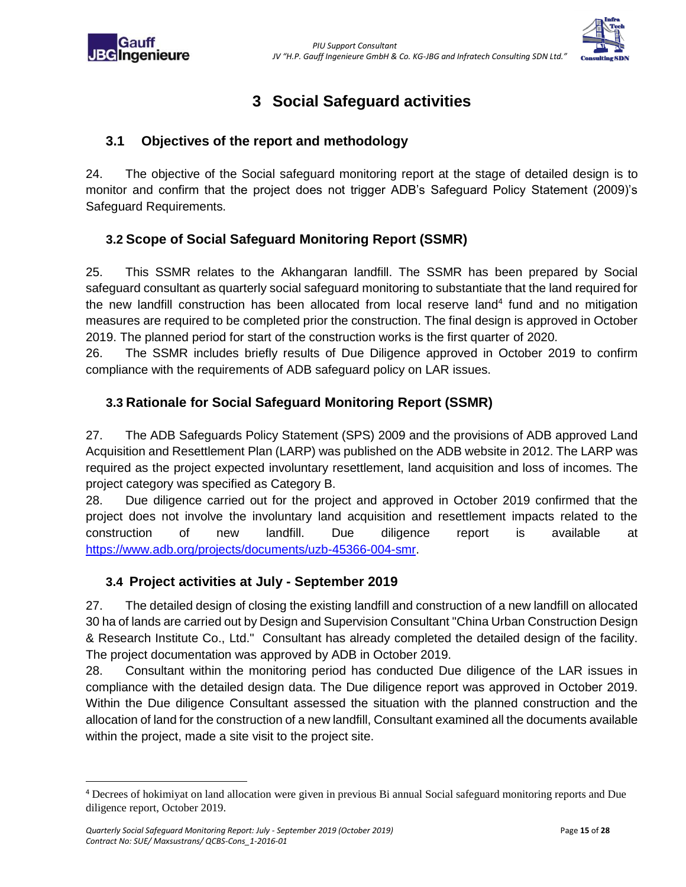# 3 Social Safeguard activities

## 3.1 Objectives of the report and methodology

24. The objective of the Social safeguard monitoring report at the stage of detailed design is to monitor and confirm that the project does not trigger ADB's Safeguard Policy Statement (2009)'s Safeguard Requirements.

## 3.2 Scope of Social Safeguard Monitoring Report (SSMR)

25. This SSMR relates to the Akhangaran landfill. The SSMR has been prepared by Social safeguard consultant as quarterly social safeguard monitoring to substantiate that the land required for the new landfill construction has been allocated from local reserve land[4] fund and no mitigation measures are required to be completed prior the construction. The final design is approved in October 2019. The planned period for start of the construction works is the first quarter of 2020.

26. The SSMR includes briefly results of Due Diligence approved in October 2019 to confirm compliance with the requirements of ADB safeguard policy on LAR issues.

## 3.3 Rationale for Social Safeguard Monitoring Report (SSMR)

27. The ADB Safeguards Policy Statement (SPS) 2009 and the provisions of ADB approved Land Acquisition and Resettlement Plan (LARP) was published on the ADB website in 2012. The LARP was required as the project expected involuntary resettlement, land acquisition and loss of incomes. The project category was specified as Category B.

28. Due diligence carried out for the project and approved in October 2019 confirmed that the project does not involve the involuntary land acquisition and resettlement impacts related to the construction of new landfill. Due diligence report is available at https://www.adb.org/projects/documents/uzb-45366-004-smr.

## 3.4 Project activities at July - September 2019

27. The detailed design of closing the existing landfill and construction of a new landfill on allocated 30 ha of lands are carried out by Design and Supervision Consultant "China Urban Construction Design & Research Institute Co., Ltd." Consultant has already completed the detailed design of the facility. The project documentation was approved by ADB in October 2019.

28. Consultant within the monitoring period has conducted Due diligence of the LAR issues in compliance with the detailed design data. The Due diligence report was approved in October 2019. Within the Due diligence Consultant assessed the situation with the planned construction and the allocation of land for the construction of a new landfill, Consultant examined all the documents available within the project, made a site visit to the project site.

---

[4] Decrees of hokimiyat on land allocation were given in previous Bi annual Social safeguard monitoring reports and Due diligence report, October 2019.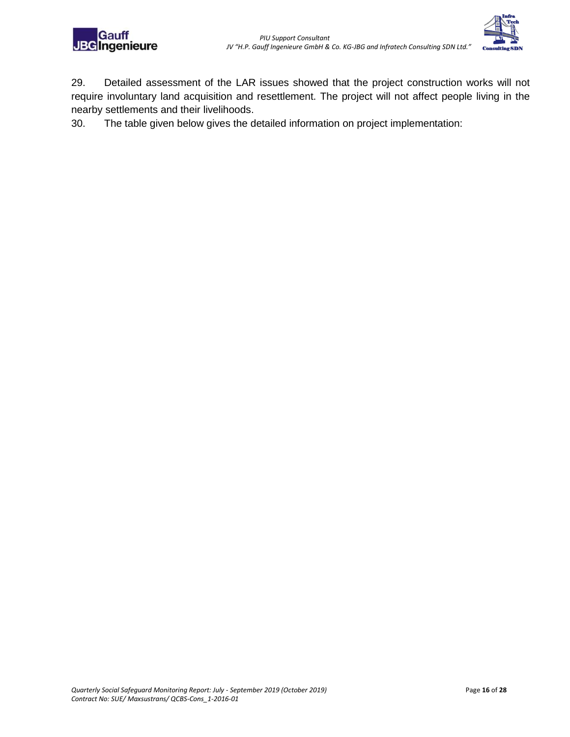29. Detailed assessment of the LAR issues showed that the project construction works will not require involuntary land acquisition and resettlement. The project will not affect people living in the nearby settlements and their livelihoods.

30. The table given below gives the detailed information on project implementation: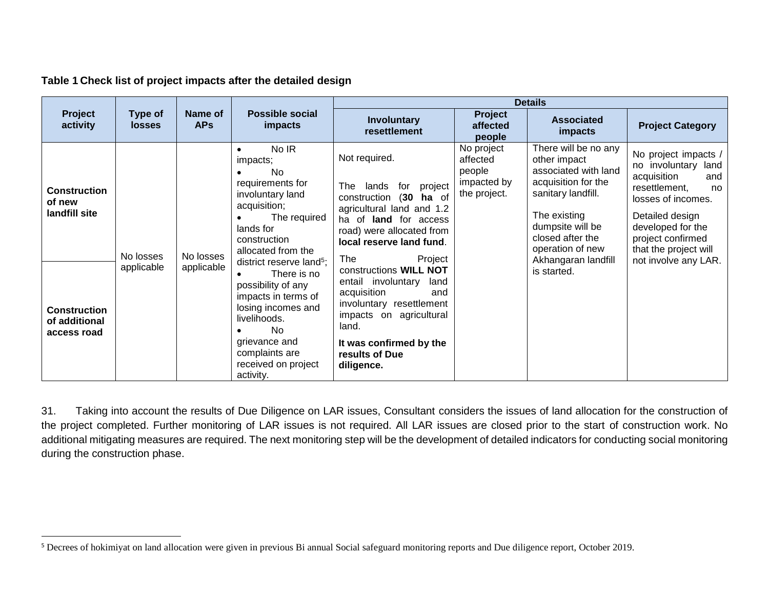**Table 1 Check list of project impacts after the detailed design**

| Project activity | Type of losses | Name of APs | Possible social impacts | Details | | | |
|---|---|---|---|---|---|---|---|
| | | | | Involuntary resettlement | Project affected people | Associated impacts | Project Category |
| **Construction of new landfill site** | No losses applicable | No losses applicable | • No IR impacts; • No requirements for involuntary land acquisition; • The required lands for construction allocated from the district reserve land[5]; • There is no possibility of any impacts in terms of losing incomes and livelihoods. • No grievance and complaints are received on project activity. | Not required. The lands for project construction (**30 ha** of agricultural land and 1.2 ha of **land** for access road) were allocated from **local reserve land fund**. The Project constructions **WILL NOT** entail involuntary land acquisition and involuntary resettlement impacts on agricultural land. **It was confirmed by the results of Due diligence.** | No project affected people impacted by the project. | There will be no any other impact associated with land acquisition for the sanitary landfill. The existing dumpsite will be closed after the operation of new Akhangaran landfill is started. | No project impacts / no involuntary land acquisition and resettlement, no losses of incomes. Detailed design developed for the project confirmed that the project will not involve any LAR. |
| **Construction of additional access road** | | | | | | | |

31. Taking into account the results of Due Diligence on LAR issues, Consultant considers the issues of land allocation for the construction of the project completed. Further monitoring of LAR issues is not required. All LAR issues are closed prior to the start of construction work. No additional mitigating measures are required. The next monitoring step will be the development of detailed indicators for conducting social monitoring during the construction phase.

[5] Decrees of hokimiyat on land allocation were given in previous Bi annual Social safeguard monitoring reports and Due diligence report, October 2019.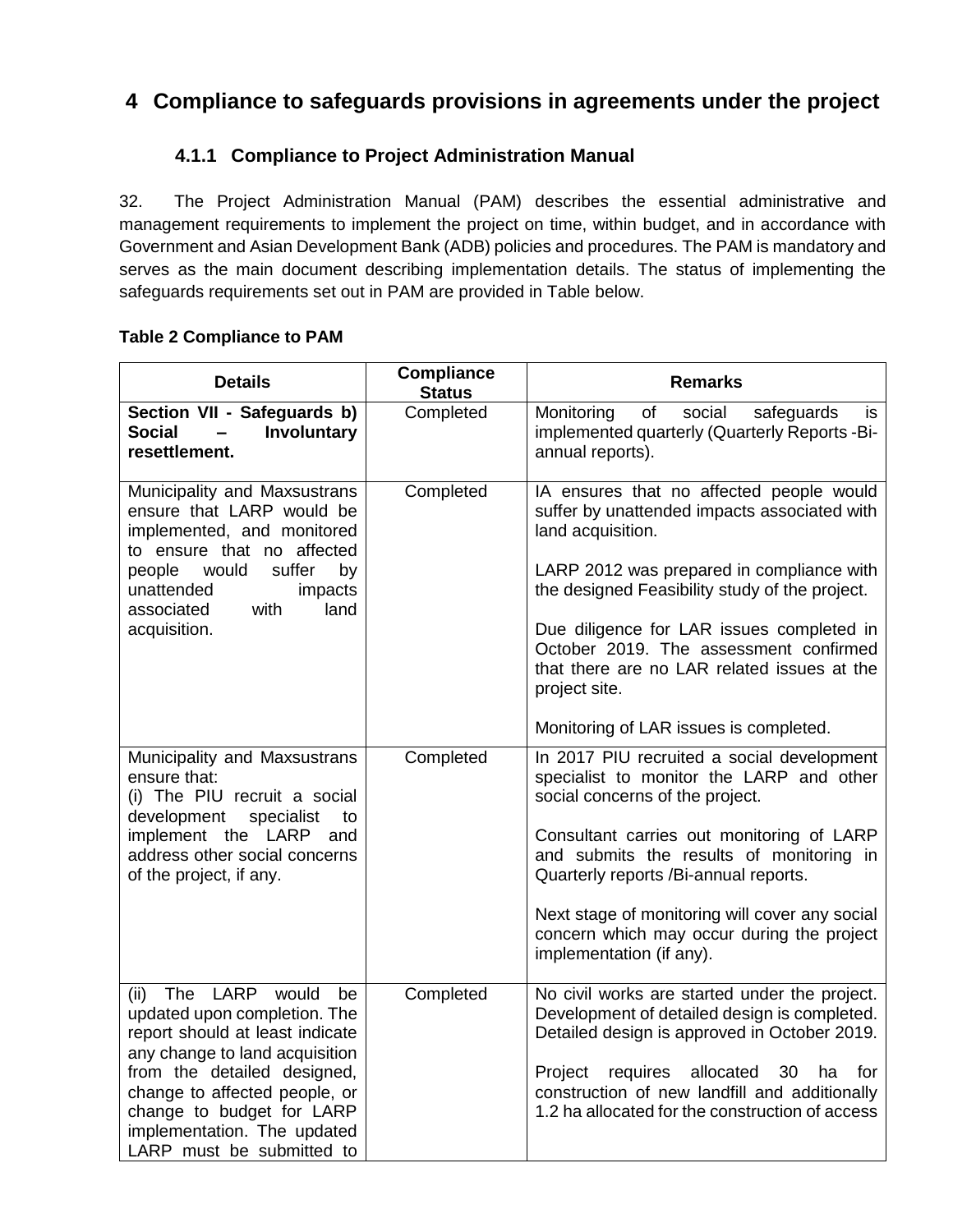# 4 Compliance to safeguards provisions in agreements under the project

### 4.1.1 Compliance to Project Administration Manual

32. The Project Administration Manual (PAM) describes the essential administrative and management requirements to implement the project on time, within budget, and in accordance with Government and Asian Development Bank (ADB) policies and procedures. The PAM is mandatory and serves as the main document describing implementation details. The status of implementing the safeguards requirements set out in PAM are provided in Table below.

**Table 2 Compliance to PAM**

| Details | Compliance Status | Remarks |
|---|---|---|
| **Section VII - Safeguards b) Social – Involuntary resettlement.** | Completed | Monitoring of social safeguards is implemented quarterly (Quarterly Reports -Bi-annual reports). |
| Municipality and Maxsustrans ensure that LARP would be implemented, and monitored to ensure that no affected people would suffer by unattended impacts associated with land acquisition. | Completed | IA ensures that no affected people would suffer by unattended impacts associated with land acquisition.<br><br>LARP 2012 was prepared in compliance with the designed Feasibility study of the project.<br><br>Due diligence for LAR issues completed in October 2019. The assessment confirmed that there are no LAR related issues at the project site.<br><br>Monitoring of LAR issues is completed. |
| Municipality and Maxsustrans ensure that:<br>(i) The PIU recruit a social development specialist to implement the LARP and address other social concerns of the project, if any. | Completed | In 2017 PIU recruited a social development specialist to monitor the LARP and other social concerns of the project.<br><br>Consultant carries out monitoring of LARP and submits the results of monitoring in Quarterly reports /Bi-annual reports.<br><br>Next stage of monitoring will cover any social concern which may occur during the project implementation (if any). |
| (ii) The LARP would be updated upon completion. The report should at least indicate any change to land acquisition from the detailed designed, change to affected people, or change to budget for LARP implementation. The updated LARP must be submitted to | Completed | No civil works are started under the project. Development of detailed design is completed. Detailed design is approved in October 2019.<br><br>Project requires allocated 30 ha for construction of new landfill and additionally 1.2 ha allocated for the construction of access |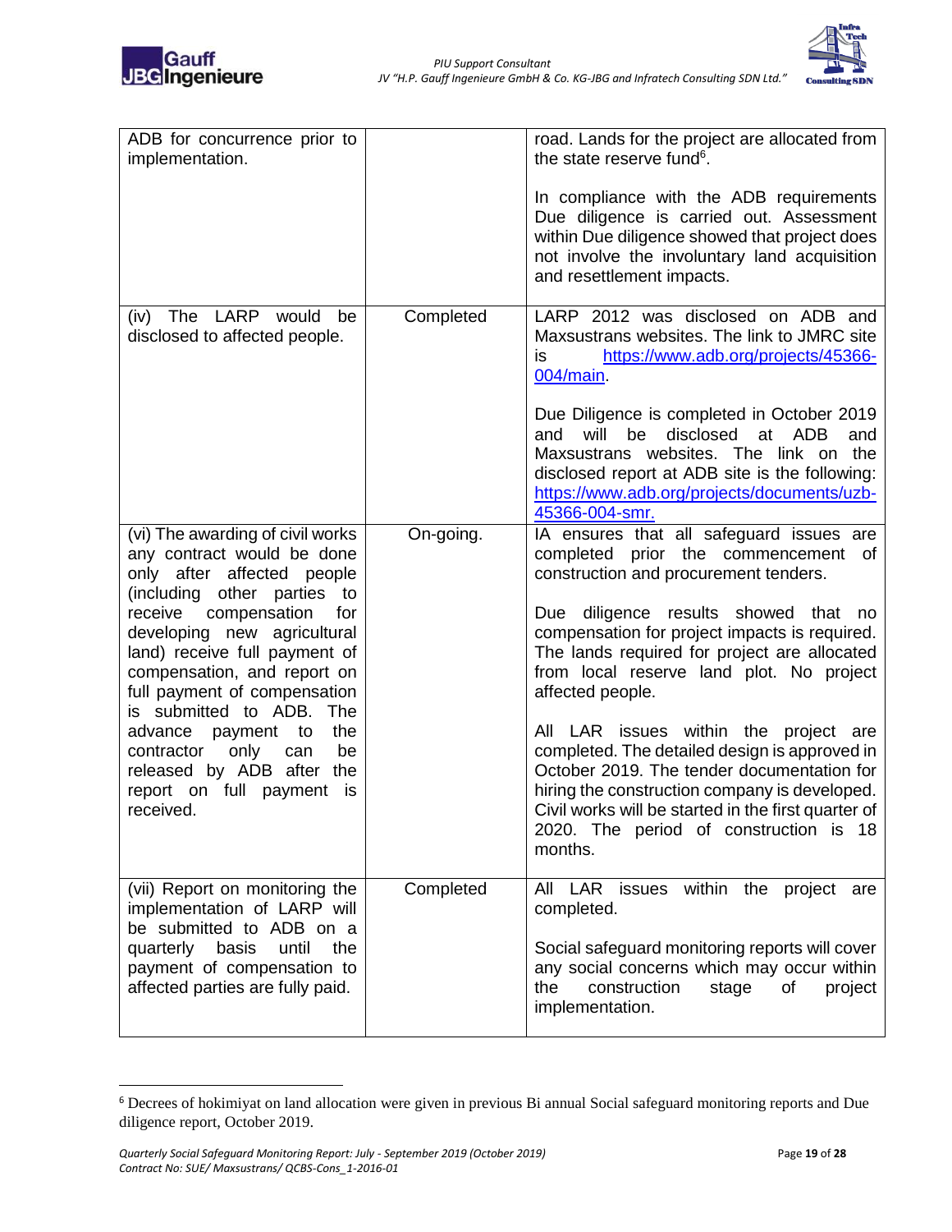| | | |
|---|---|---|
| ADB for concurrence prior to implementation. | | road. Lands for the project are allocated from the state reserve fund[6].<br><br>In compliance with the ADB requirements Due diligence is carried out. Assessment within Due diligence showed that project does not involve the involuntary land acquisition and resettlement impacts. |
| (iv) The LARP would be disclosed to affected people. | Completed | LARP 2012 was disclosed on ADB and Maxsustrans websites. The link to JMRC site is https://www.adb.org/projects/45366-004/main.<br><br>Due Diligence is completed in October 2019 and will be disclosed at ADB and Maxsustrans websites. The link on the disclosed report at ADB site is the following: https://www.adb.org/projects/documents/uzb-45366-004-smr. |
| (vi) The awarding of civil works any contract would be done only after affected people (including other parties to receive compensation for developing new agricultural land) receive full payment of compensation, and report on full payment of compensation is submitted to ADB. The advance payment to the contractor only can be released by ADB after the report on full payment is received. | On-going. | IA ensures that all safeguard issues are completed prior the commencement of construction and procurement tenders.<br><br>Due diligence results showed that no compensation for project impacts is required. The lands required for project are allocated from local reserve land plot. No project affected people.<br><br>All LAR issues within the project are completed. The detailed design is approved in October 2019. The tender documentation for hiring the construction company is developed. Civil works will be started in the first quarter of 2020. The period of construction is 18 months. |
| (vii) Report on monitoring the implementation of LARP will be submitted to ADB on a quarterly basis until the payment of compensation to affected parties are fully paid. | Completed | All LAR issues within the project are completed.<br><br>Social safeguard monitoring reports will cover any social concerns which may occur within the construction stage of project implementation. |

[6] Decrees of hokimiyat on land allocation were given in previous Bi annual Social safeguard monitoring reports and Due diligence report, October 2019.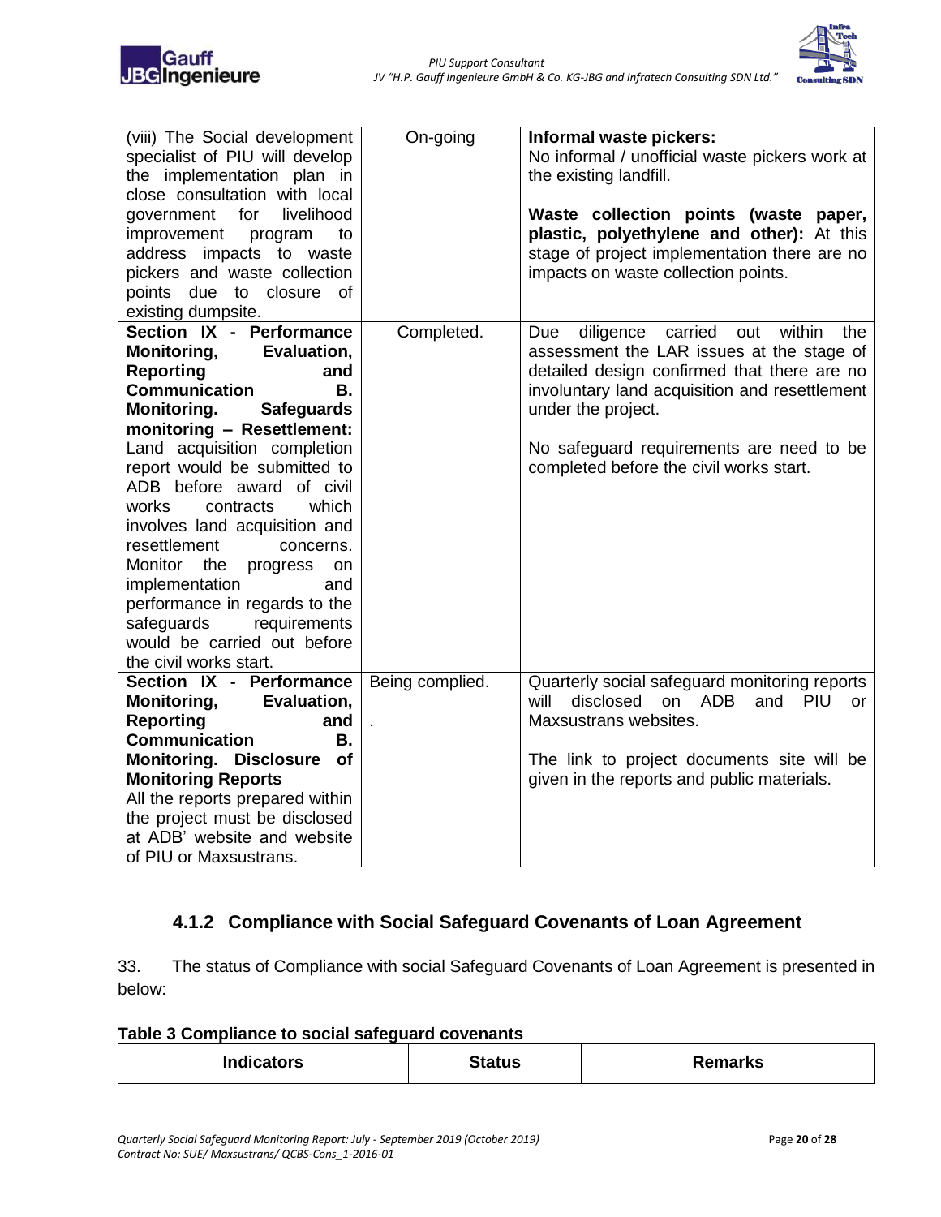| | | |
|---|---|---|
| (viii) The Social development specialist of PIU will develop the implementation plan in close consultation with local government for livelihood improvement program to address impacts to waste pickers and waste collection points due to closure of existing dumpsite. | On-going | **Informal waste pickers:** No informal / unofficial waste pickers work at the existing landfill.<br><br>**Waste collection points (waste paper, plastic, polyethylene and other):** At this stage of project implementation there are no impacts on waste collection points. |
| **Section IX - Performance Monitoring, Evaluation, Reporting and Communication B. Monitoring. Safeguards monitoring – Resettlement:** Land acquisition completion report would be submitted to ADB before award of civil works contracts which involves land acquisition and resettlement concerns. Monitor the progress on implementation and performance in regards to the safeguards requirements would be carried out before the civil works start. | Completed. | Due diligence carried out within the assessment the LAR issues at the stage of detailed design confirmed that there are no involuntary land acquisition and resettlement under the project.<br><br>No safeguard requirements are need to be completed before the civil works start. |
| **Section IX - Performance Monitoring, Evaluation, Reporting and Communication B. Monitoring. Disclosure of Monitoring Reports** All the reports prepared within the project must be disclosed at ADB' website and website of PIU or Maxsustrans. | Being complied. . | Quarterly social safeguard monitoring reports will disclosed on ADB and PIU or Maxsustrans websites.<br><br>The link to project documents site will be given in the reports and public materials. |

### 4.1.2 Compliance with Social Safeguard Covenants of Loan Agreement

33. The status of Compliance with social Safeguard Covenants of Loan Agreement is presented in below:

**Table 3 Compliance to social safeguard covenants**

| Indicators | Status | Remarks |
|---|---|---|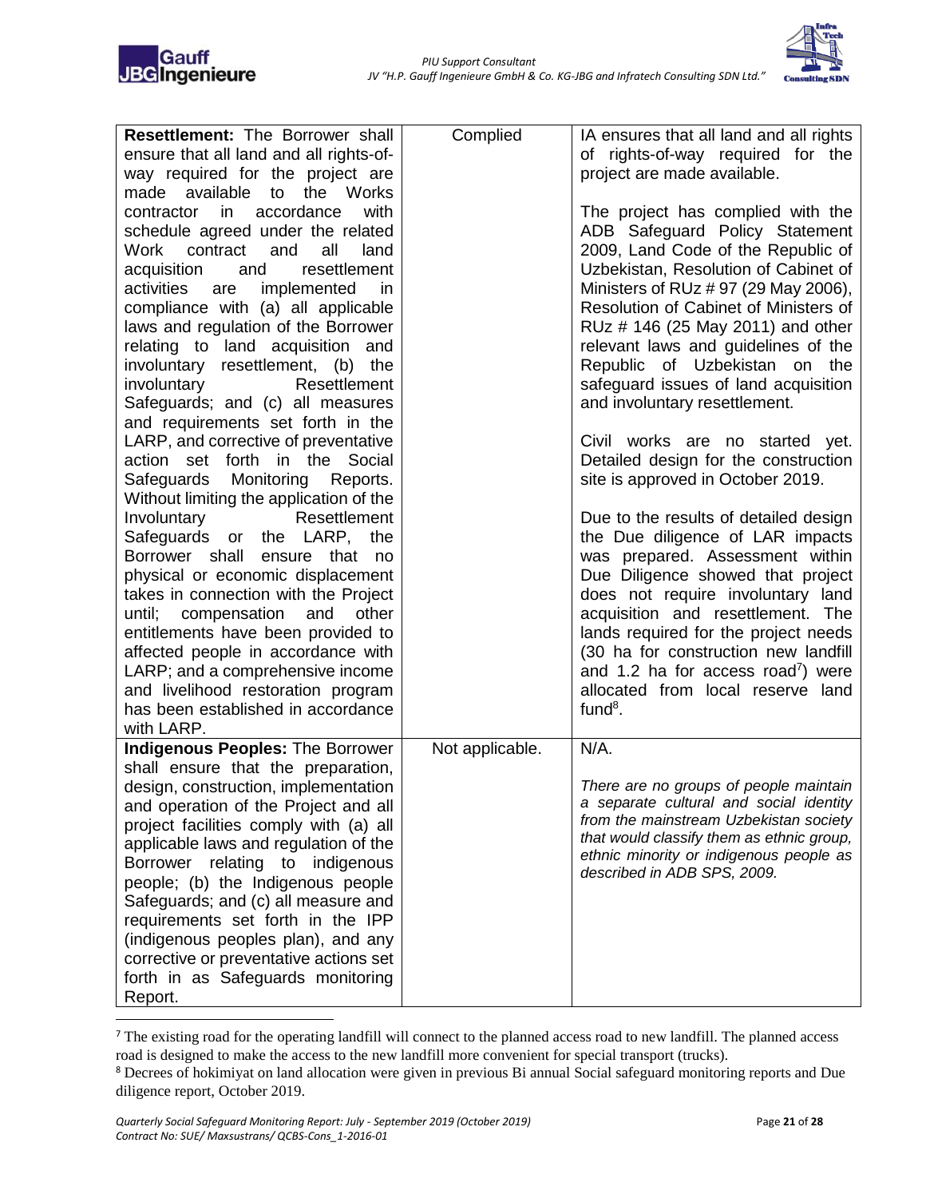| | | |
|---|---|---|
| **Resettlement:** The Borrower shall ensure that all land and all rights-of-way required for the project are made available to the Works contractor in accordance with schedule agreed under the related Work contract and all land acquisition and resettlement activities are implemented in compliance with (a) all applicable laws and regulation of the Borrower relating to land acquisition and involuntary resettlement, (b) the involuntary Resettlement Safeguards; and (c) all measures and requirements set forth in the LARP, and corrective of preventative action set forth in the Social Safeguards Monitoring Reports. Without limiting the application of the Involuntary Resettlement Safeguards or the LARP, the Borrower shall ensure that no physical or economic displacement takes in connection with the Project until; compensation and other entitlements have been provided to affected people in accordance with LARP; and a comprehensive income and livelihood restoration program has been established in accordance with LARP. | Complied | IA ensures that all land and all rights of rights-of-way required for the project are made available.<br><br>The project has complied with the ADB Safeguard Policy Statement 2009, Land Code of the Republic of Uzbekistan, Resolution of Cabinet of Ministers of RUz # 97 (29 May 2006), Resolution of Cabinet of Ministers of RUz # 146 (25 May 2011) and other relevant laws and guidelines of the Republic of Uzbekistan on the safeguard issues of land acquisition and involuntary resettlement.<br><br>Civil works are no started yet. Detailed design for the construction site is approved in October 2019.<br><br>Due to the results of detailed design the Due diligence of LAR impacts was prepared. Assessment within Due Diligence showed that project does not require involuntary land acquisition and resettlement. The lands required for the project needs (30 ha for construction new landfill and 1.2 ha for access road[7]) were allocated from local reserve land fund[8]. |
| **Indigenous Peoples:** The Borrower shall ensure that the preparation, design, construction, implementation and operation of the Project and all project facilities comply with (a) all applicable laws and regulation of the Borrower relating to indigenous people; (b) the Indigenous people Safeguards; and (c) all measure and requirements set forth in the IPP (indigenous peoples plan), and any corrective or preventative actions set forth in as Safeguards monitoring Report. | Not applicable. | N/A.<br><br>*There are no groups of people maintain a separate cultural and social identity from the mainstream Uzbekistan society that would classify them as ethnic group, ethnic minority or indigenous people as described in ADB SPS, 2009.* |

[7] The existing road for the operating landfill will connect to the planned access road to new landfill. The planned access road is designed to make the access to the new landfill more convenient for special transport (trucks).

[8] Decrees of hokimiyat on land allocation were given in previous Bi annual Social safeguard monitoring reports and Due diligence report, October 2019.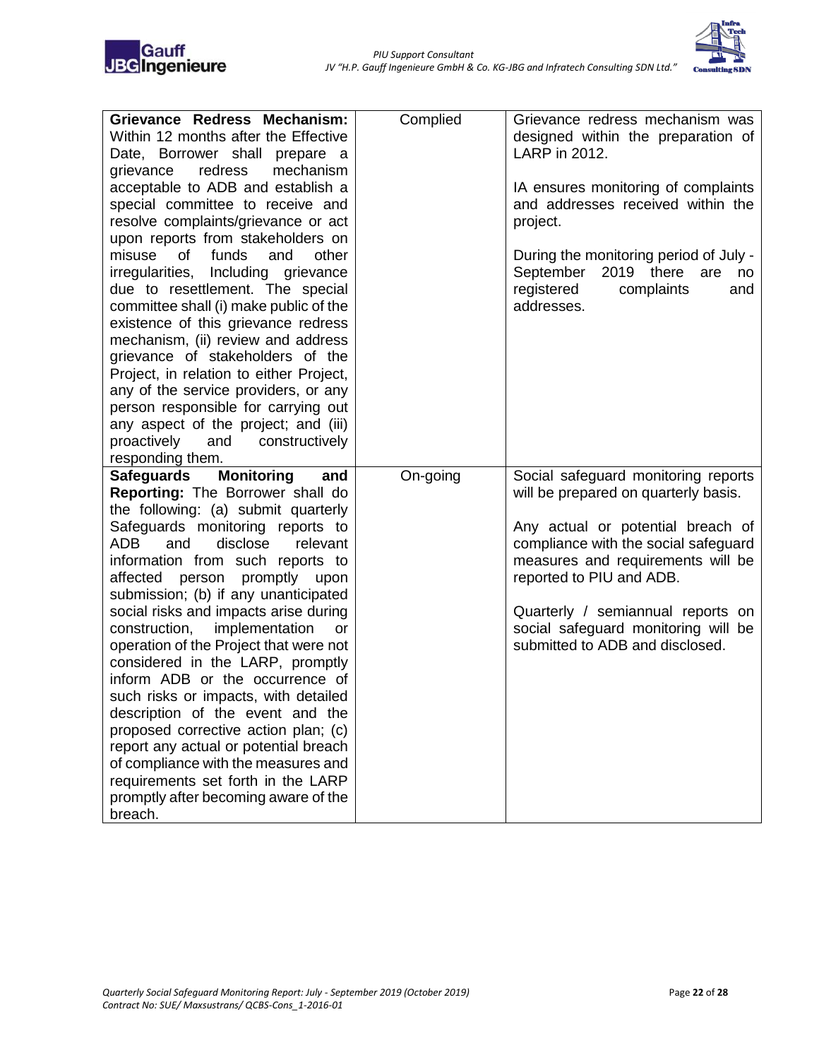| | | |
|---|---|---|
| **Grievance Redress Mechanism:** Within 12 months after the Effective Date, Borrower shall prepare a grievance redress mechanism acceptable to ADB and establish a special committee to receive and resolve complaints/grievance or act upon reports from stakeholders on misuse of funds and other irregularities, Including grievance due to resettlement. The special committee shall (i) make public of the existence of this grievance redress mechanism, (ii) review and address grievance of stakeholders of the Project, in relation to either Project, any of the service providers, or any person responsible for carrying out any aspect of the project; and (iii) proactively and constructively responding them. | Complied | Grievance redress mechanism was designed within the preparation of LARP in 2012.<br><br>IA ensures monitoring of complaints and addresses received within the project.<br><br>During the monitoring period of July - September 2019 there are no registered complaints and addresses. |
| **Safeguards Monitoring and Reporting:** The Borrower shall do the following: (a) submit quarterly Safeguards monitoring reports to ADB and disclose relevant information from such reports to affected person promptly upon submission; (b) if any unanticipated social risks and impacts arise during construction, implementation or operation of the Project that were not considered in the LARP, promptly inform ADB or the occurrence of such risks or impacts, with detailed description of the event and the proposed corrective action plan; (c) report any actual or potential breach of compliance with the measures and requirements set forth in the LARP promptly after becoming aware of the breach. | On-going | Social safeguard monitoring reports will be prepared on quarterly basis.<br><br>Any actual or potential breach of compliance with the social safeguard measures and requirements will be reported to PIU and ADB.<br><br>Quarterly / semiannual reports on social safeguard monitoring will be submitted to ADB and disclosed. |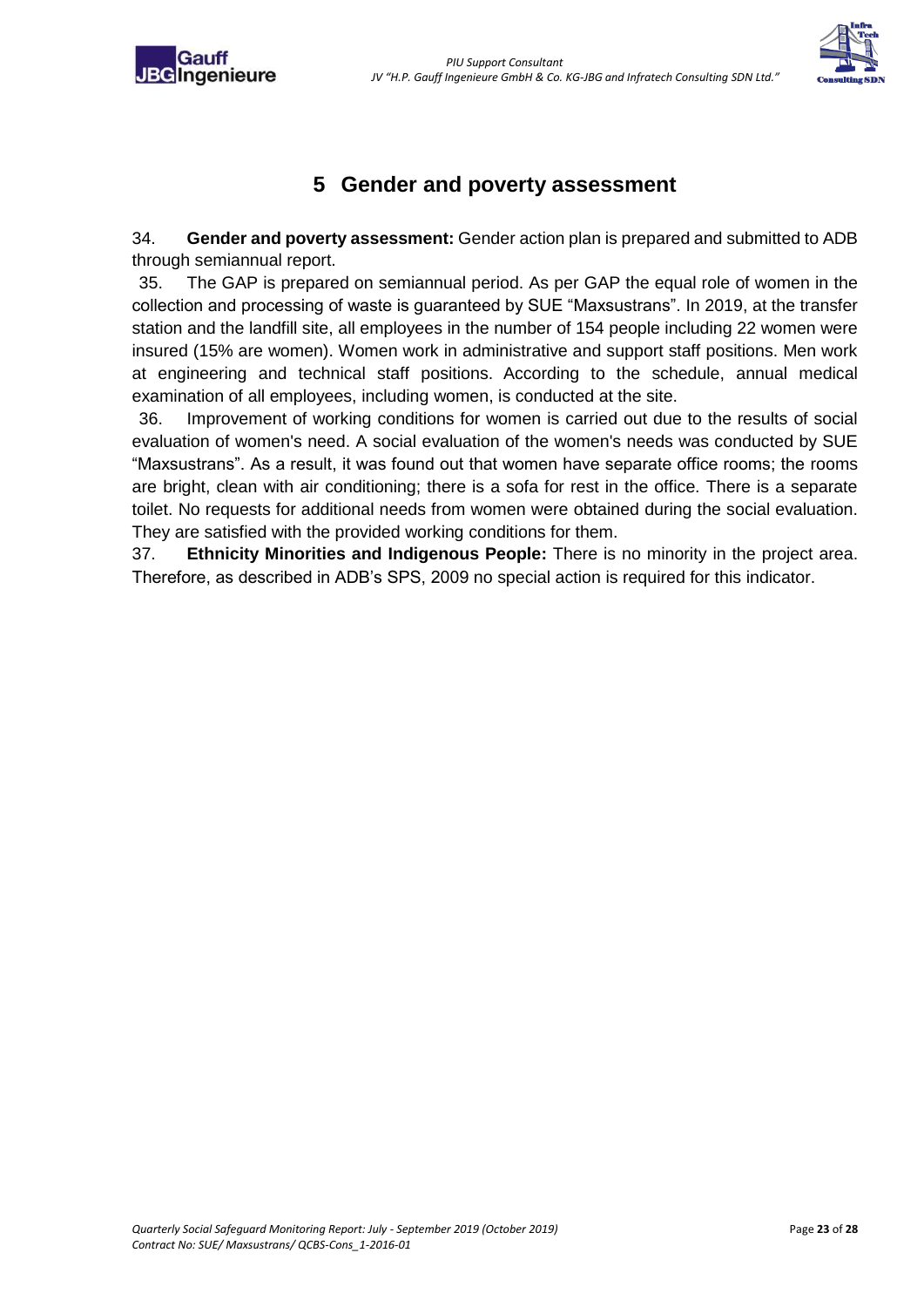# 5 Gender and poverty assessment

34. **Gender and poverty assessment:** Gender action plan is prepared and submitted to ADB through semiannual report.

35. The GAP is prepared on semiannual period. As per GAP the equal role of women in the collection and processing of waste is guaranteed by SUE "Maxsustrans". In 2019, at the transfer station and the landfill site, all employees in the number of 154 people including 22 women were insured (15% are women). Women work in administrative and support staff positions. Men work at engineering and technical staff positions. According to the schedule, annual medical examination of all employees, including women, is conducted at the site.

36. Improvement of working conditions for women is carried out due to the results of social evaluation of women's need. A social evaluation of the women's needs was conducted by SUE "Maxsustrans". As a result, it was found out that women have separate office rooms; the rooms are bright, clean with air conditioning; there is a sofa for rest in the office. There is a separate toilet. No requests for additional needs from women were obtained during the social evaluation. They are satisfied with the provided working conditions for them.

37. **Ethnicity Minorities and Indigenous People:** There is no minority in the project area. Therefore, as described in ADB's SPS, 2009 no special action is required for this indicator.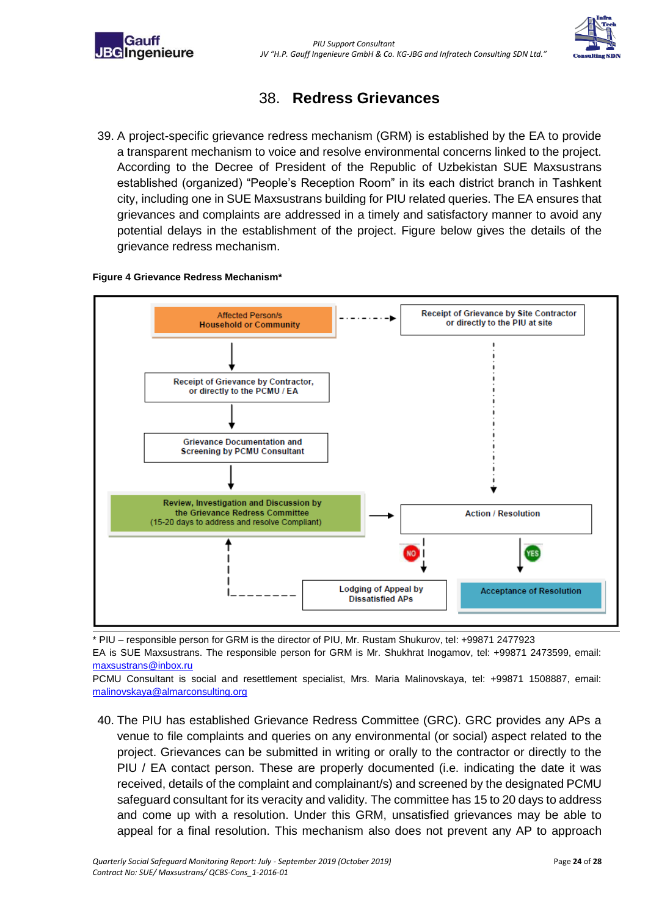## 38. Redress Grievances

39. A project-specific grievance redress mechanism (GRM) is established by the EA to provide a transparent mechanism to voice and resolve environmental concerns linked to the project. According to the Decree of President of the Republic of Uzbekistan SUE Maxsustrans established (organized) “People’s Reception Room” in its each district branch in Tashkent city, including one in SUE Maxsustrans building for PIU related queries. The EA ensures that grievances and complaints are addressed in a timely and satisfactory manner to avoid any potential delays in the establishment of the project. Figure below gives the details of the grievance redress mechanism.

**Figure 4 Grievance Redress Mechanism***

Affected Person/s Household or Community

Receipt of Grievance by Site Contractor or directly to the PIU at site

Receipt of Grievance by Contractor, or directly to the PCMU / EA

Grievance Documentation and Screening by PCMU Consultant

Review, Investigation and Discussion by the Grievance Redress Committee (15-20 days to address and resolve Compliant)

Action / Resolution

NO

YES

Lodging of Appeal by Dissatisfied APs

Acceptance of Resolution

* PIU – responsible person for GRM is the director of PIU, Mr. Rustam Shukurov, tel: +99871 2477923

EA is SUE Maxsustrans. The responsible person for GRM is Mr. Shukhrat Inogamov, tel: +99871 2473599, email: maxsustrans@inbox.ru

PCMU Consultant is social and resettlement specialist, Mrs. Maria Malinovskaya, tel: +99871 1508887, email: malinovskaya@almarconsulting.org

40. The PIU has established Grievance Redress Committee (GRC). GRC provides any APs a venue to file complaints and queries on any environmental (or social) aspect related to the project. Grievances can be submitted in writing or orally to the contractor or directly to the PIU / EA contact person. These are properly documented (i.e. indicating the date it was received, details of the complaint and complainant/s) and screened by the designated PCMU safeguard consultant for its veracity and validity. The committee has 15 to 20 days to address and come up with a resolution. Under this GRM, unsatisfied grievances may be able to appeal for a final resolution. This mechanism also does not prevent any AP to approach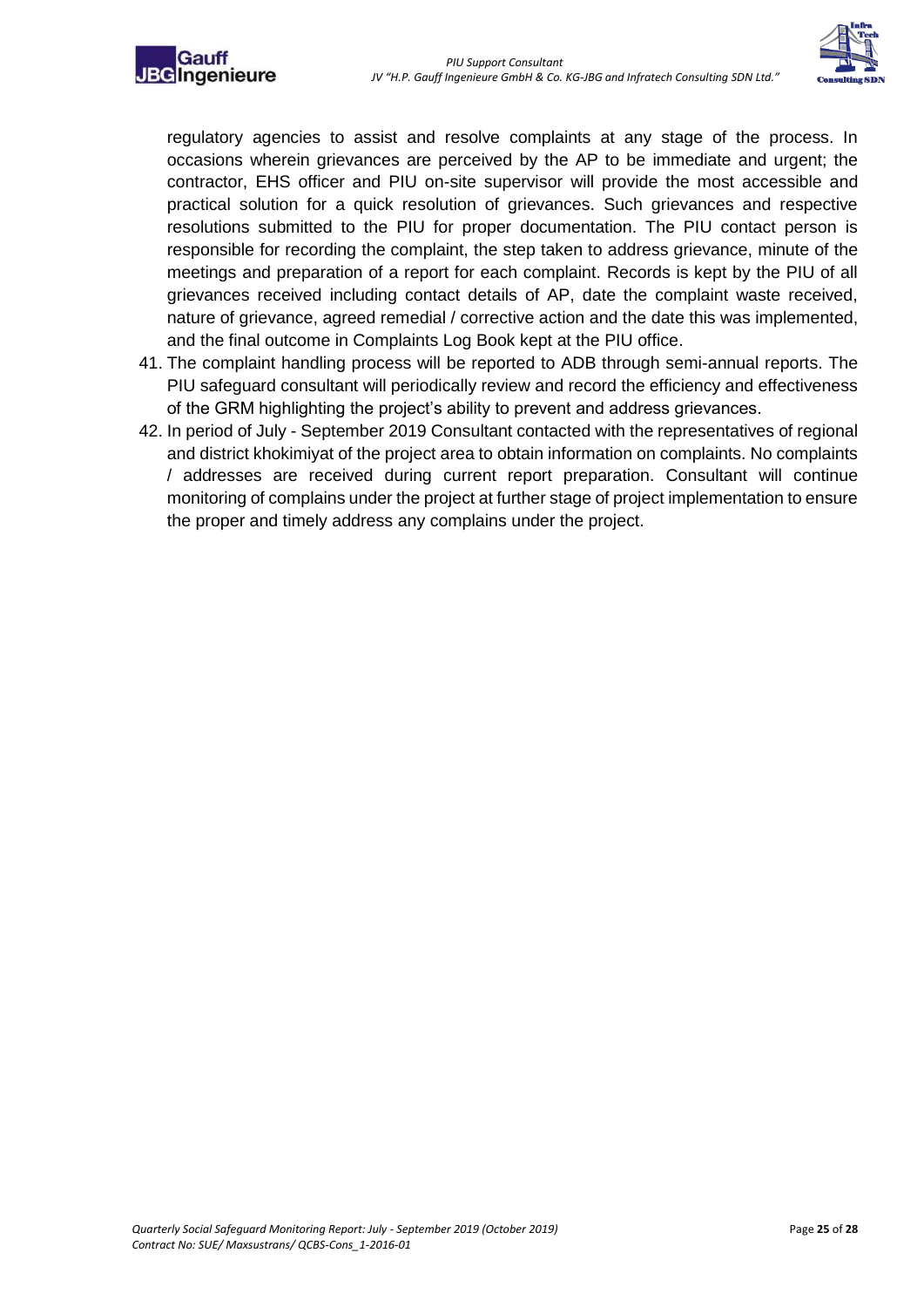regulatory agencies to assist and resolve complaints at any stage of the process. In occasions wherein grievances are perceived by the AP to be immediate and urgent; the contractor, EHS officer and PIU on-site supervisor will provide the most accessible and practical solution for a quick resolution of grievances. Such grievances and respective resolutions submitted to the PIU for proper documentation. The PIU contact person is responsible for recording the complaint, the step taken to address grievance, minute of the meetings and preparation of a report for each complaint. Records is kept by the PIU of all grievances received including contact details of AP, date the complaint waste received, nature of grievance, agreed remedial / corrective action and the date this was implemented, and the final outcome in Complaints Log Book kept at the PIU office.

41. The complaint handling process will be reported to ADB through semi-annual reports. The PIU safeguard consultant will periodically review and record the efficiency and effectiveness of the GRM highlighting the project's ability to prevent and address grievances.
42. In period of July - September 2019 Consultant contacted with the representatives of regional and district khokimiyat of the project area to obtain information on complaints. No complaints / addresses are received during current report preparation. Consultant will continue monitoring of complains under the project at further stage of project implementation to ensure the proper and timely address any complains under the project.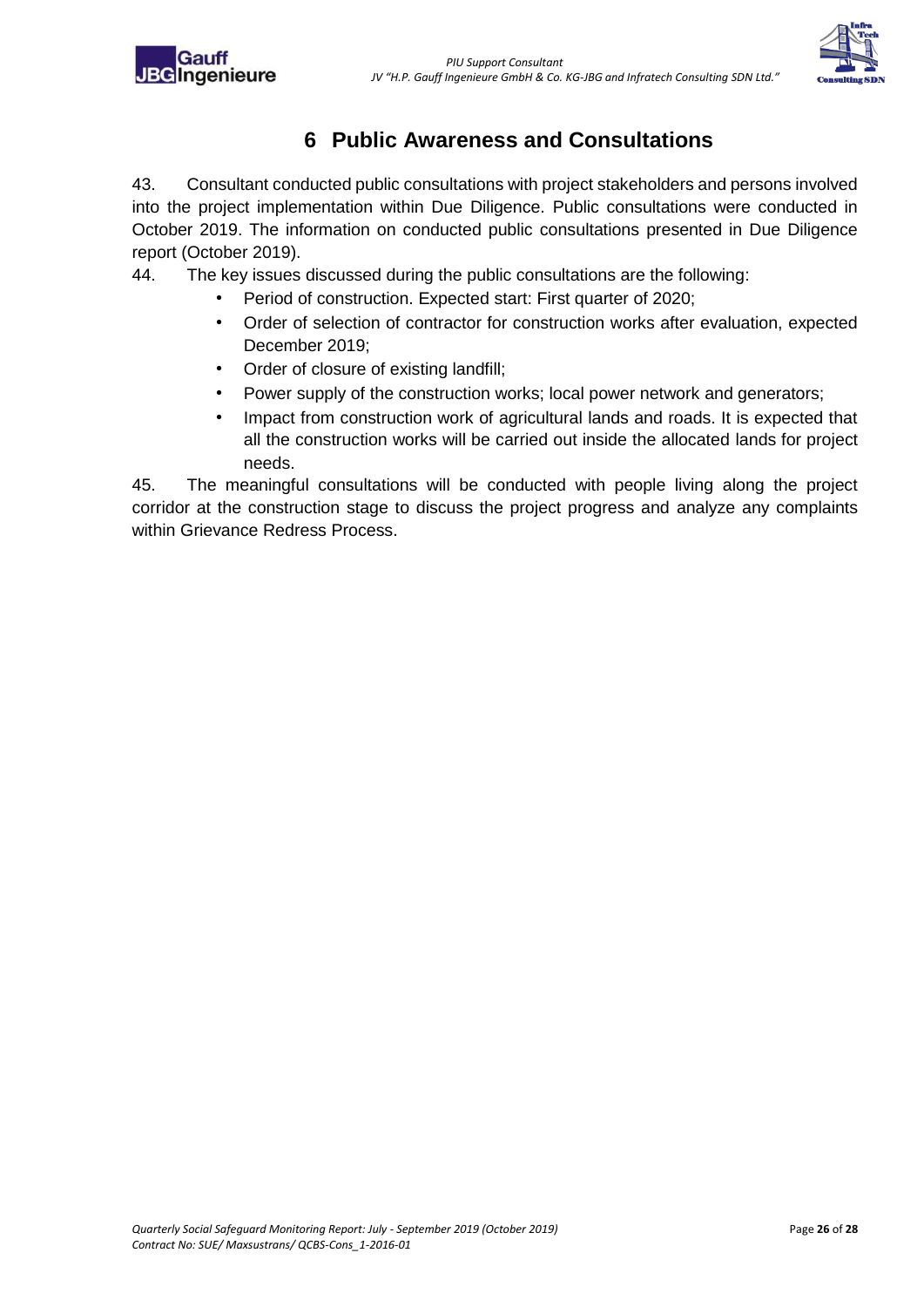# 6 Public Awareness and Consultations

43. Consultant conducted public consultations with project stakeholders and persons involved into the project implementation within Due Diligence. Public consultations were conducted in October 2019. The information on conducted public consultations presented in Due Diligence report (October 2019).

44. The key issues discussed during the public consultations are the following:

- Period of construction. Expected start: First quarter of 2020;
- Order of selection of contractor for construction works after evaluation, expected December 2019;
- Order of closure of existing landfill;
- Power supply of the construction works; local power network and generators;
- Impact from construction work of agricultural lands and roads. It is expected that all the construction works will be carried out inside the allocated lands for project needs.

45. The meaningful consultations will be conducted with people living along the project corridor at the construction stage to discuss the project progress and analyze any complaints within Grievance Redress Process.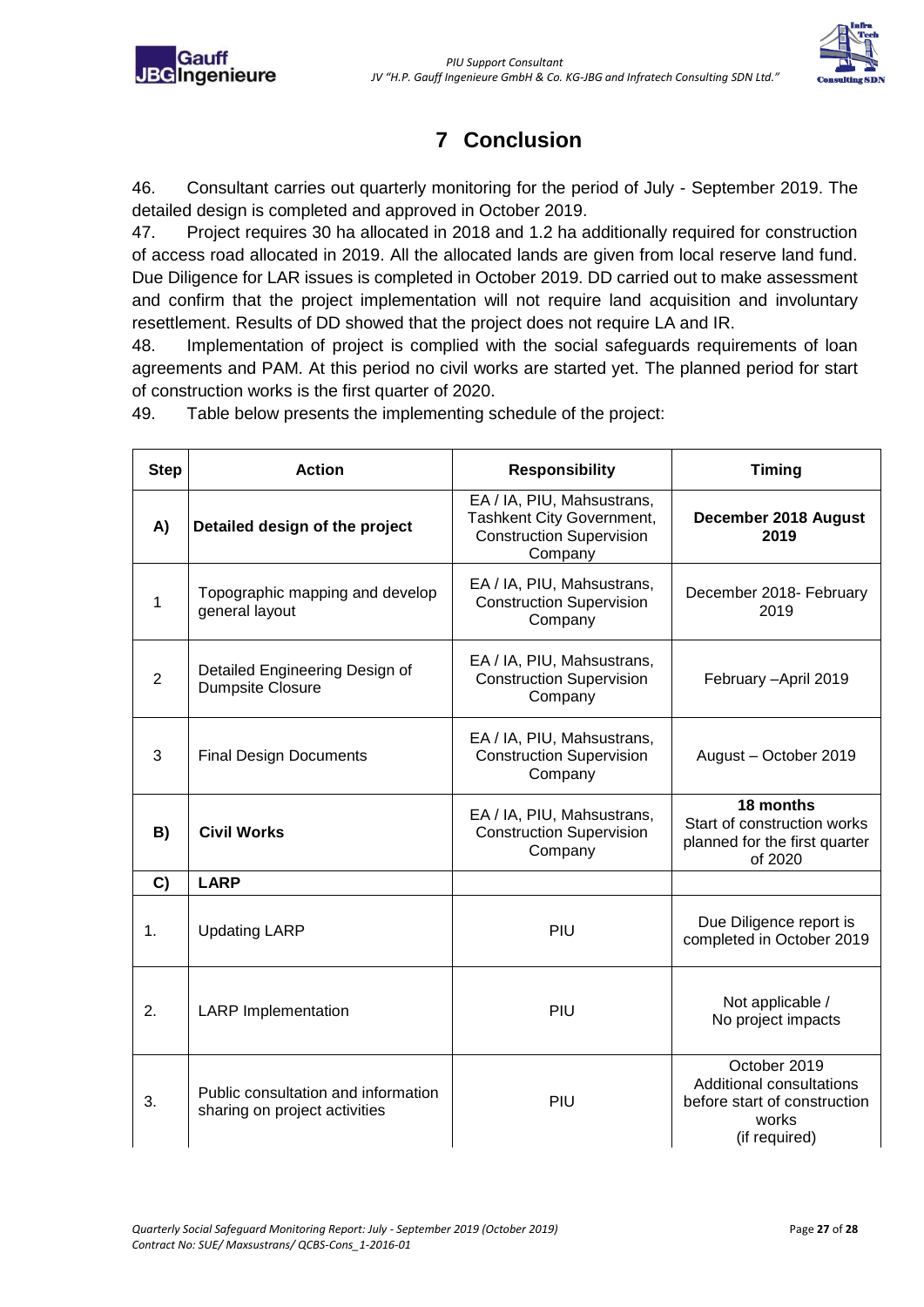# 7 Conclusion

46. Consultant carries out quarterly monitoring for the period of July - September 2019. The detailed design is completed and approved in October 2019.

47. Project requires 30 ha allocated in 2018 and 1.2 ha additionally required for construction of access road allocated in 2019. All the allocated lands are given from local reserve land fund. Due Diligence for LAR issues is completed in October 2019. DD carried out to make assessment and confirm that the project implementation will not require land acquisition and involuntary resettlement. Results of DD showed that the project does not require LA and IR.

48. Implementation of project is complied with the social safeguards requirements of loan agreements and PAM. At this period no civil works are started yet. The planned period for start of construction works is the first quarter of 2020.

49. Table below presents the implementing schedule of the project:

| Step | Action | Responsibility | Timing |
|---|---|---|---|
| **A)** | **Detailed design of the project** | EA / IA, PIU, Mahsustrans, Tashkent City Government, Construction Supervision Company | **December 2018 August 2019** |
| 1 | Topographic mapping and develop general layout | EA / IA, PIU, Mahsustrans, Construction Supervision Company | December 2018- February 2019 |
| 2 | Detailed Engineering Design of Dumpsite Closure | EA / IA, PIU, Mahsustrans, Construction Supervision Company | February –April 2019 |
| 3 | Final Design Documents | EA / IA, PIU, Mahsustrans, Construction Supervision Company | August – October 2019 |
| **B)** | **Civil Works** | EA / IA, PIU, Mahsustrans, Construction Supervision Company | **18 months** Start of construction works planned for the first quarter of 2020 |
| **C)** | **LARP** | | |
| 1. | Updating LARP | PIU | Due Diligence report is completed in October 2019 |
| 2. | LARP Implementation | PIU | Not applicable / No project impacts |
| 3. | Public consultation and information sharing on project activities | PIU | October 2019 Additional consultations before start of construction works (if required) |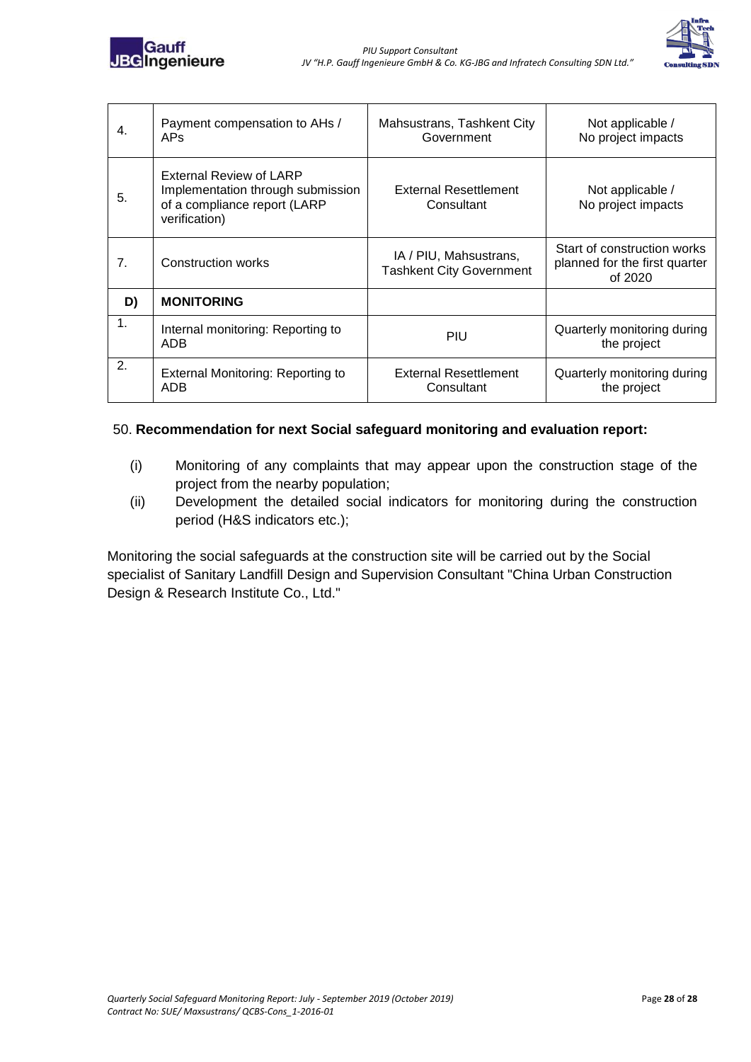| | | | |
|---|---|---|---|
| 4. | Payment compensation to AHs / APs | Mahsustrans, Tashkent City Government | Not applicable / No project impacts |
| 5. | External Review of LARP Implementation through submission of a compliance report (LARP verification) | External Resettlement Consultant | Not applicable / No project impacts |
| 7. | Construction works | IA / PIU, Mahsustrans, Tashkent City Government | Start of construction works planned for the first quarter of 2020 |
| **D)** | **MONITORING** | | |
| 1. | Internal monitoring: Reporting to ADB | PIU | Quarterly monitoring during the project |
| 2. | External Monitoring: Reporting to ADB | External Resettlement Consultant | Quarterly monitoring during the project |

50. **Recommendation for next Social safeguard monitoring and evaluation report:**

(i) Monitoring of any complaints that may appear upon the construction stage of the project from the nearby population;

(ii) Development the detailed social indicators for monitoring during the construction period (H&S indicators etc.);

Monitoring the social safeguards at the construction site will be carried out by the Social specialist of Sanitary Landfill Design and Supervision Consultant "China Urban Construction Design & Research Institute Co., Ltd."